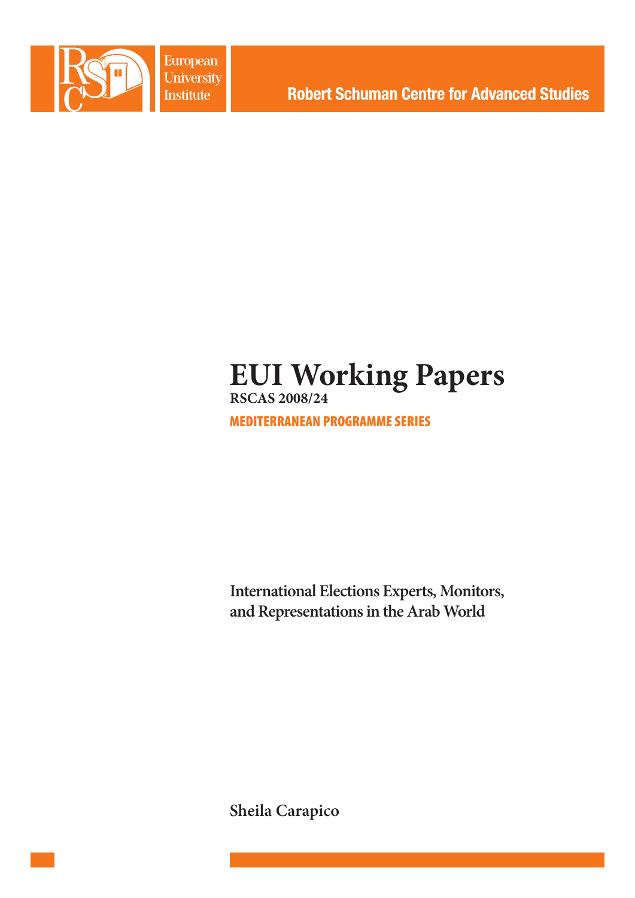European University Institute

Robert Schuman Centre for Advanced Studies

# EUI Working Papers

**RSCAS 2008/24**

**MEDITERRANEAN PROGRAMME SERIES**

## International Elections Experts, Monitors, and Representations in the Arab World

**Sheila Carapico**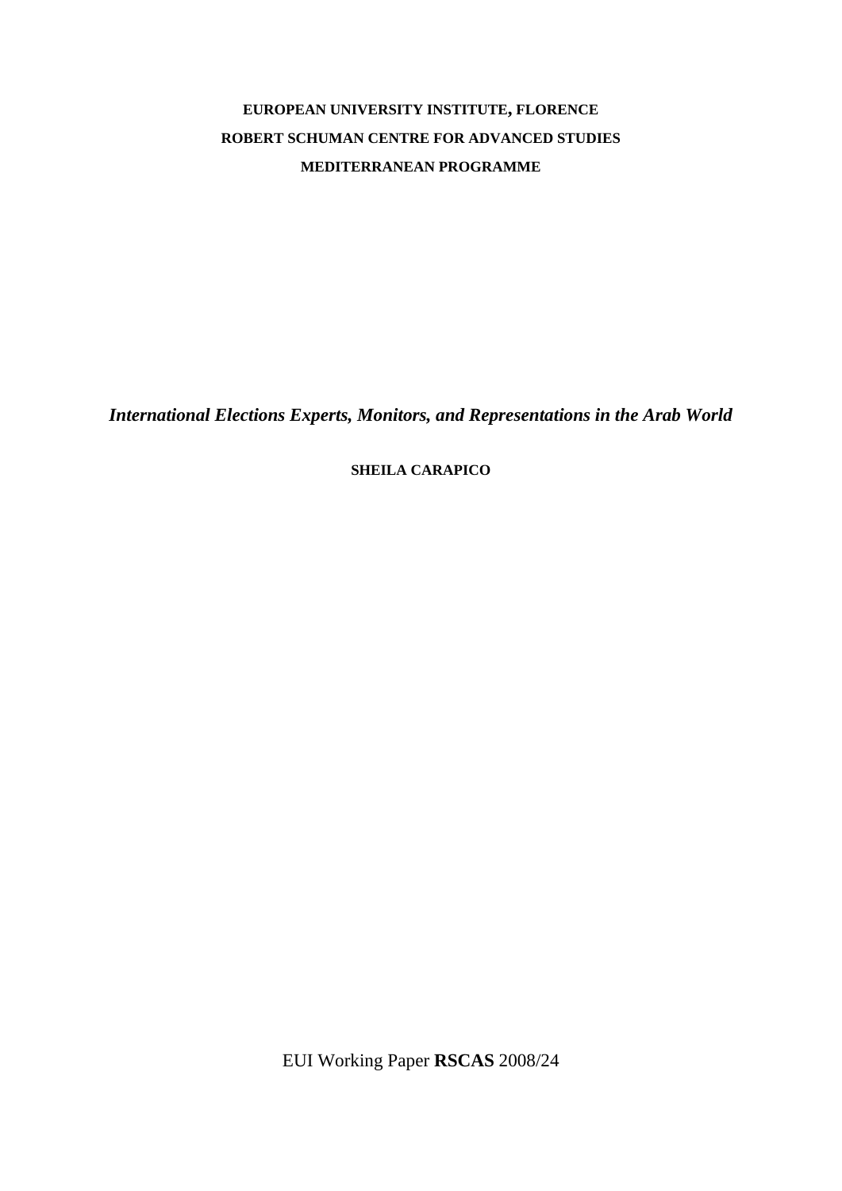**EUROPEAN UNIVERSITY INSTITUTE, FLORENCE**

**ROBERT SCHUMAN CENTRE FOR ADVANCED STUDIES**

**MEDITERRANEAN PROGRAMME**

***International Elections Experts, Monitors, and Representations in the Arab World***

**SHEILA CARAPICO**

EUI Working Paper **RSCAS** 2008/24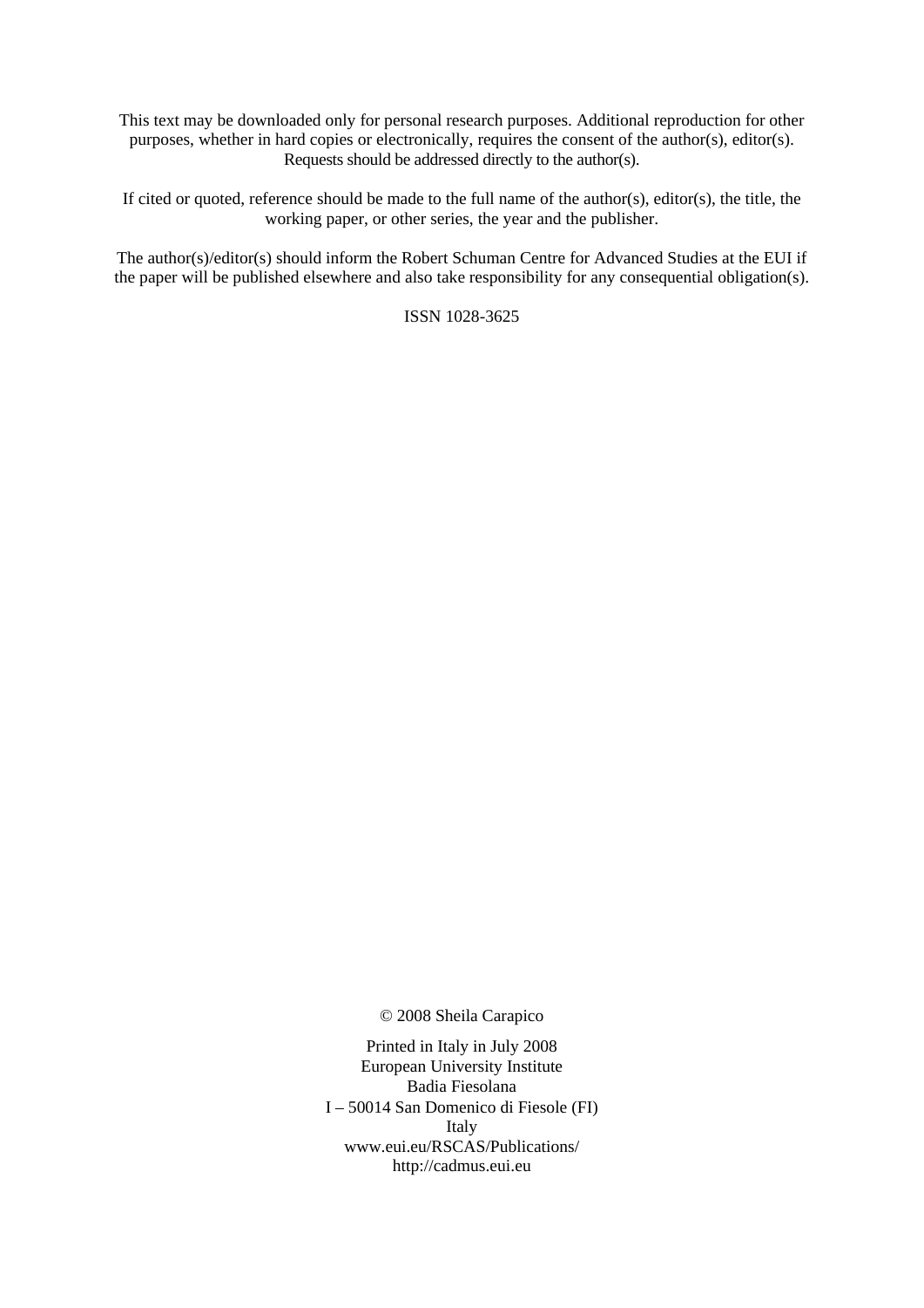This text may be downloaded only for personal research purposes. Additional reproduction for other purposes, whether in hard copies or electronically, requires the consent of the author(s), editor(s). Requests should be addressed directly to the author(s).

If cited or quoted, reference should be made to the full name of the author(s), editor(s), the title, the working paper, or other series, the year and the publisher.

The author(s)/editor(s) should inform the Robert Schuman Centre for Advanced Studies at the EUI if the paper will be published elsewhere and also take responsibility for any consequential obligation(s).

ISSN 1028-3625

© 2008 Sheila Carapico

Printed in Italy in July 2008
European University Institute
Badia Fiesolana
I – 50014 San Domenico di Fiesole (FI)
Italy
www.eui.eu/RSCAS/Publications/
http://cadmus.eui.eu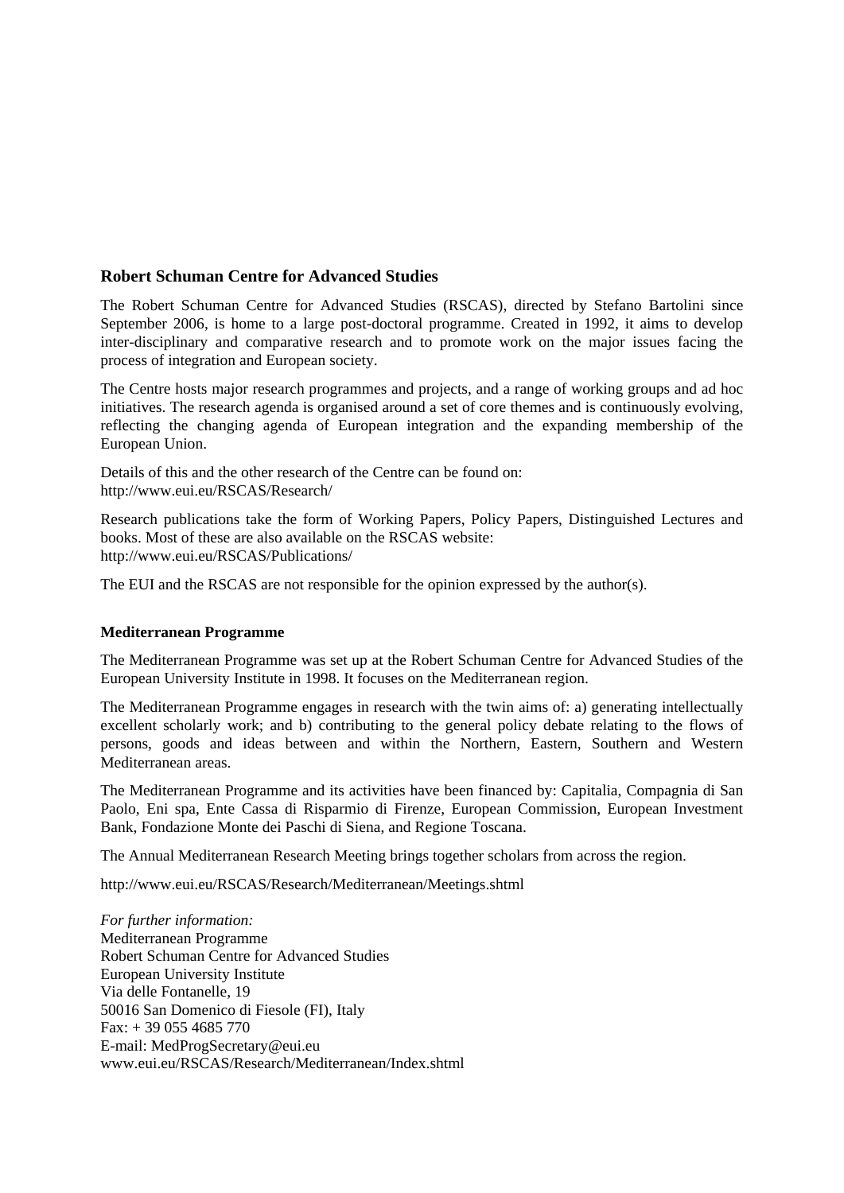## Robert Schuman Centre for Advanced Studies

The Robert Schuman Centre for Advanced Studies (RSCAS), directed by Stefano Bartolini since September 2006, is home to a large post-doctoral programme. Created in 1992, it aims to develop inter-disciplinary and comparative research and to promote work on the major issues facing the process of integration and European society.

The Centre hosts major research programmes and projects, and a range of working groups and ad hoc initiatives. The research agenda is organised around a set of core themes and is continuously evolving, reflecting the changing agenda of European integration and the expanding membership of the European Union.

Details of this and the other research of the Centre can be found on:
http://www.eui.eu/RSCAS/Research/

Research publications take the form of Working Papers, Policy Papers, Distinguished Lectures and books. Most of these are also available on the RSCAS website:
http://www.eui.eu/RSCAS/Publications/

The EUI and the RSCAS are not responsible for the opinion expressed by the author(s).

### Mediterranean Programme

The Mediterranean Programme was set up at the Robert Schuman Centre for Advanced Studies of the European University Institute in 1998. It focuses on the Mediterranean region.

The Mediterranean Programme engages in research with the twin aims of: a) generating intellectually excellent scholarly work; and b) contributing to the general policy debate relating to the flows of persons, goods and ideas between and within the Northern, Eastern, Southern and Western Mediterranean areas.

The Mediterranean Programme and its activities have been financed by: Capitalia, Compagnia di San Paolo, Eni spa, Ente Cassa di Risparmio di Firenze, European Commission, European Investment Bank, Fondazione Monte dei Paschi di Siena, and Regione Toscana.

The Annual Mediterranean Research Meeting brings together scholars from across the region.

http://www.eui.eu/RSCAS/Research/Mediterranean/Meetings.shtml

*For further information:*
Mediterranean Programme
Robert Schuman Centre for Advanced Studies
European University Institute
Via delle Fontanelle, 19
50016 San Domenico di Fiesole (FI), Italy
Fax: + 39 055 4685 770
E-mail: MedProgSecretary@eui.eu
www.eui.eu/RSCAS/Research/Mediterranean/Index.shtml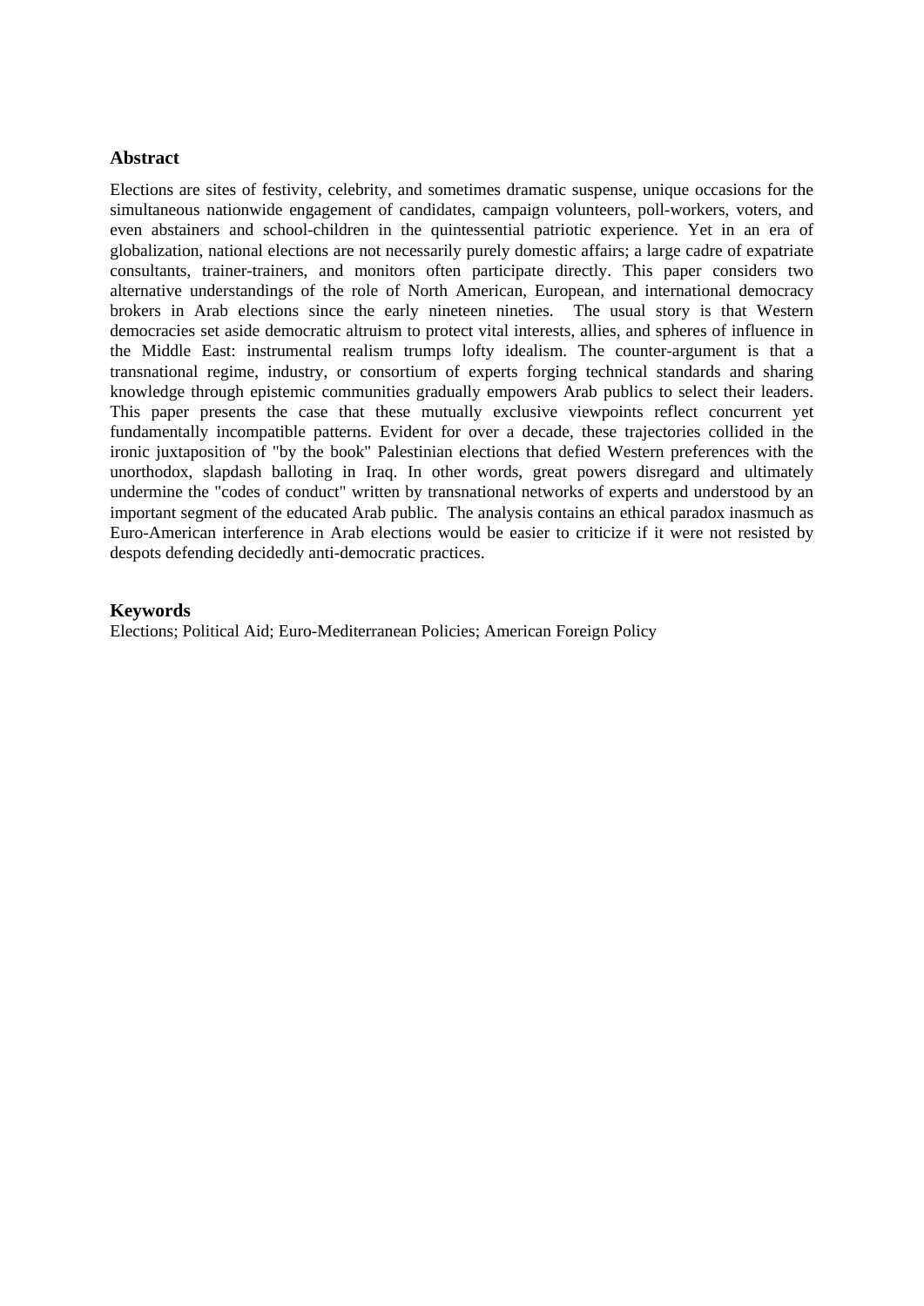## Abstract

Elections are sites of festivity, celebrity, and sometimes dramatic suspense, unique occasions for the simultaneous nationwide engagement of candidates, campaign volunteers, poll-workers, voters, and even abstainers and school-children in the quintessential patriotic experience. Yet in an era of globalization, national elections are not necessarily purely domestic affairs; a large cadre of expatriate consultants, trainer-trainers, and monitors often participate directly. This paper considers two alternative understandings of the role of North American, European, and international democracy brokers in Arab elections since the early nineteen nineties. The usual story is that Western democracies set aside democratic altruism to protect vital interests, allies, and spheres of influence in the Middle East: instrumental realism trumps lofty idealism. The counter-argument is that a transnational regime, industry, or consortium of experts forging technical standards and sharing knowledge through epistemic communities gradually empowers Arab publics to select their leaders. This paper presents the case that these mutually exclusive viewpoints reflect concurrent yet fundamentally incompatible patterns. Evident for over a decade, these trajectories collided in the ironic juxtaposition of "by the book" Palestinian elections that defied Western preferences with the unorthodox, slapdash balloting in Iraq. In other words, great powers disregard and ultimately undermine the "codes of conduct" written by transnational networks of experts and understood by an important segment of the educated Arab public. The analysis contains an ethical paradox inasmuch as Euro-American interference in Arab elections would be easier to criticize if it were not resisted by despots defending decidedly anti-democratic practices.

## Keywords

Elections; Political Aid; Euro-Mediterranean Policies; American Foreign Policy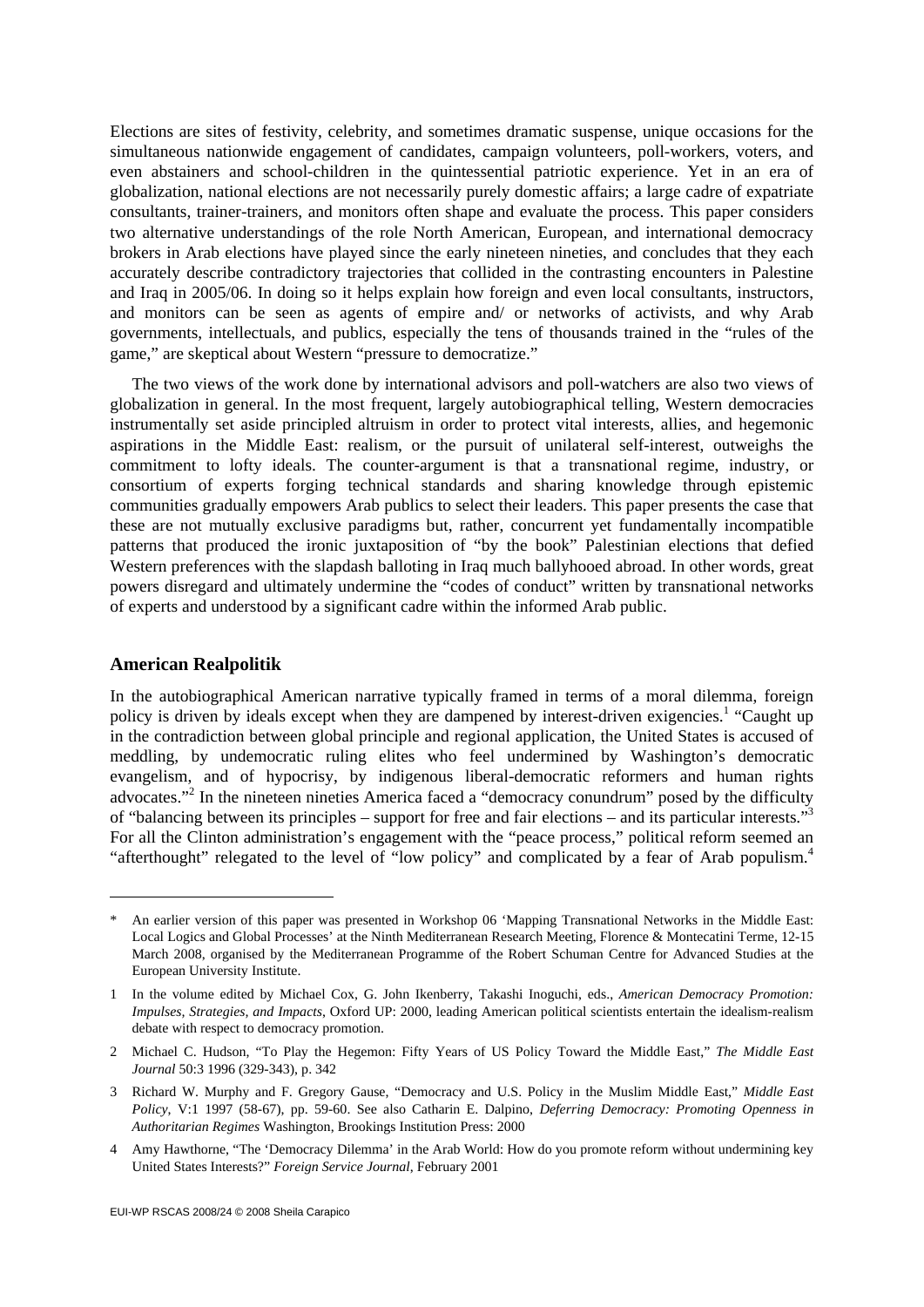Elections are sites of festivity, celebrity, and sometimes dramatic suspense, unique occasions for the simultaneous nationwide engagement of candidates, campaign volunteers, poll-workers, voters, and even abstainers and school-children in the quintessential patriotic experience. Yet in an era of globalization, national elections are not necessarily purely domestic affairs; a large cadre of expatriate consultants, trainer-trainers, and monitors often shape and evaluate the process. This paper considers two alternative understandings of the role North American, European, and international democracy brokers in Arab elections have played since the early nineteen nineties, and concludes that they each accurately describe contradictory trajectories that collided in the contrasting encounters in Palestine and Iraq in 2005/06. In doing so it helps explain how foreign and even local consultants, instructors, and monitors can be seen as agents of empire and/ or networks of activists, and why Arab governments, intellectuals, and publics, especially the tens of thousands trained in the "rules of the game," are skeptical about Western "pressure to democratize."

The two views of the work done by international advisors and poll-watchers are also two views of globalization in general. In the most frequent, largely autobiographical telling, Western democracies instrumentally set aside principled altruism in order to protect vital interests, allies, and hegemonic aspirations in the Middle East: realism, or the pursuit of unilateral self-interest, outweighs the commitment to lofty ideals. The counter-argument is that a transnational regime, industry, or consortium of experts forging technical standards and sharing knowledge through epistemic communities gradually empowers Arab publics to select their leaders. This paper presents the case that these are not mutually exclusive paradigms but, rather, concurrent yet fundamentally incompatible patterns that produced the ironic juxtaposition of "by the book" Palestinian elections that defied Western preferences with the slapdash balloting in Iraq much ballyhooed abroad. In other words, great powers disregard and ultimately undermine the "codes of conduct" written by transnational networks of experts and understood by a significant cadre within the informed Arab public.

## American Realpolitik

In the autobiographical American narrative typically framed in terms of a moral dilemma, foreign policy is driven by ideals except when they are dampened by interest-driven exigencies.[1] "Caught up in the contradiction between global principle and regional application, the United States is accused of meddling, by undemocratic ruling elites who feel undermined by Washington's democratic evangelism, and of hypocrisy, by indigenous liberal-democratic reformers and human rights advocates."[2] In the nineteen nineties America faced a "democracy conundrum" posed by the difficulty of "balancing between its principles – support for free and fair elections – and its particular interests."[3] For all the Clinton administration's engagement with the "peace process," political reform seemed an "afterthought" relegated to the level of "low policy" and complicated by a fear of Arab populism.[4]

---

\* An earlier version of this paper was presented in Workshop 06 'Mapping Transnational Networks in the Middle East: Local Logics and Global Processes' at the Ninth Mediterranean Research Meeting, Florence & Montecatini Terme, 12-15 March 2008, organised by the Mediterranean Programme of the Robert Schuman Centre for Advanced Studies at the European University Institute.

1 In the volume edited by Michael Cox, G. John Ikenberry, Takashi Inoguchi, eds., *American Democracy Promotion: Impulses, Strategies, and Impacts*, Oxford UP: 2000, leading American political scientists entertain the idealism-realism debate with respect to democracy promotion.

2 Michael C. Hudson, "To Play the Hegemon: Fifty Years of US Policy Toward the Middle East," *The Middle East Journal* 50:3 1996 (329-343), p. 342

3 Richard W. Murphy and F. Gregory Gause, "Democracy and U.S. Policy in the Muslim Middle East," *Middle East Policy*, V:1 1997 (58-67), pp. 59-60. See also Catharin E. Dalpino, *Deferring Democracy: Promoting Openness in Authoritarian Regimes* Washington, Brookings Institution Press: 2000

4 Amy Hawthorne, "The 'Democracy Dilemma' in the Arab World: How do you promote reform without undermining key United States Interests?" *Foreign Service Journal*, February 2001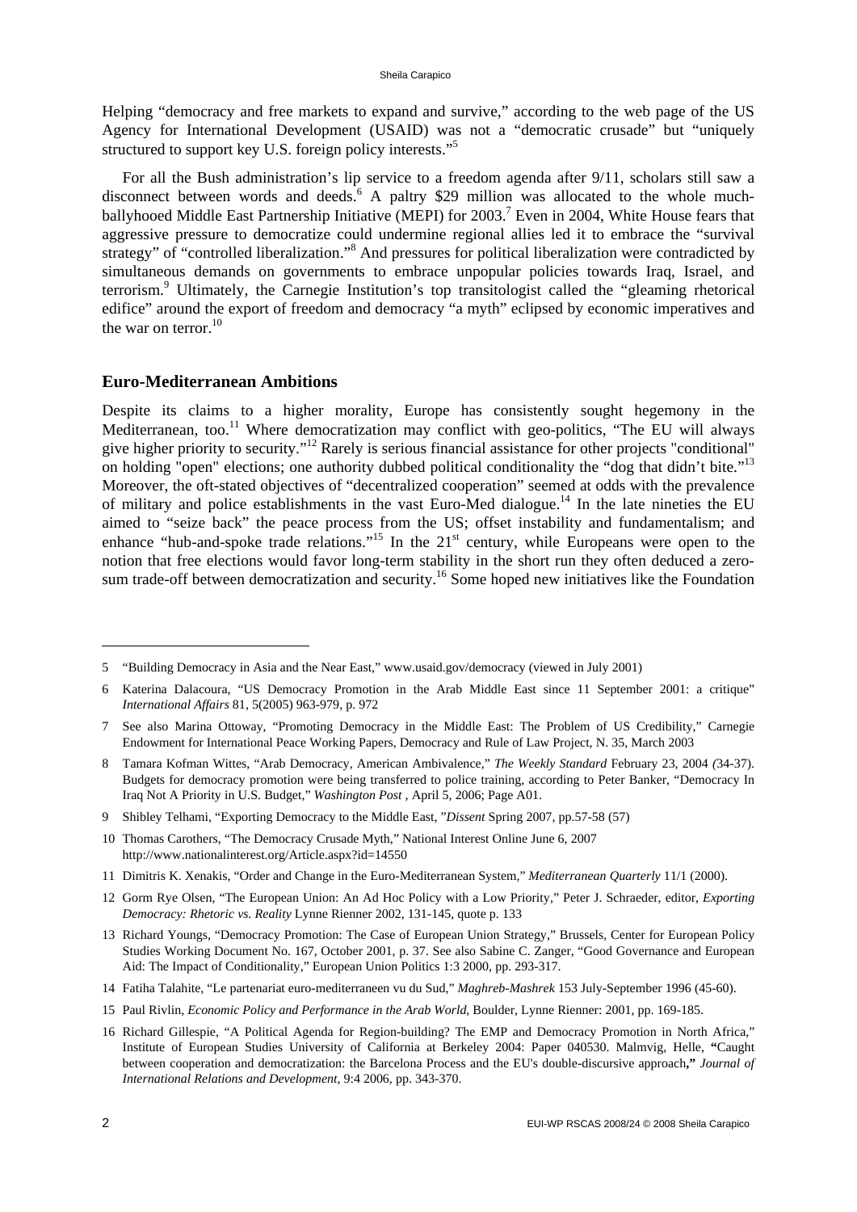Helping "democracy and free markets to expand and survive," according to the web page of the US Agency for International Development (USAID) was not a "democratic crusade" but "uniquely structured to support key U.S. foreign policy interests."[5]

For all the Bush administration's lip service to a freedom agenda after 9/11, scholars still saw a disconnect between words and deeds.[6] A paltry $29 million was allocated to the whole much-ballyhooed Middle East Partnership Initiative (MEPI) for 2003.[7] Even in 2004, White House fears that aggressive pressure to democratize could undermine regional allies led it to embrace the "survival strategy" of "controlled liberalization."[8] And pressures for political liberalization were contradicted by simultaneous demands on governments to embrace unpopular policies towards Iraq, Israel, and terrorism.[9] Ultimately, the Carnegie Institution's top transitologist called the "gleaming rhetorical edifice" around the export of freedom and democracy "a myth" eclipsed by economic imperatives and the war on terror.[10]

## Euro-Mediterranean Ambitions

Despite its claims to a higher morality, Europe has consistently sought hegemony in the Mediterranean, too.[11] Where democratization may conflict with geo-politics, "The EU will always give higher priority to security."[12] Rarely is serious financial assistance for other projects "conditional" on holding "open" elections; one authority dubbed political conditionality the "dog that didn't bite."[13] Moreover, the oft-stated objectives of "decentralized cooperation" seemed at odds with the prevalence of military and police establishments in the vast Euro-Med dialogue.[14] In the late nineties the EU aimed to "seize back" the peace process from the US; offset instability and fundamentalism; and enhance "hub-and-spoke trade relations."[15] In the 21st century, while Europeans were open to the notion that free elections would favor long-term stability in the short run they often deduced a zero-sum trade-off between democratization and security.[16] Some hoped new initiatives like the Foundation

---

5 "Building Democracy in Asia and the Near East," www.usaid.gov/democracy (viewed in July 2001)

6 Katerina Dalacoura, "US Democracy Promotion in the Arab Middle East since 11 September 2001: a critique" *International Affairs* 81, 5(2005) 963-979, p. 972

7 See also Marina Ottoway, "Promoting Democracy in the Middle East: The Problem of US Credibility," Carnegie Endowment for International Peace Working Papers, Democracy and Rule of Law Project, N. 35, March 2003

8 Tamara Kofman Wittes, "Arab Democracy, American Ambivalence," *The Weekly Standard* February 23, 2004 *(*34-37). Budgets for democracy promotion were being transferred to police training, according to Peter Banker, "Democracy In Iraq Not A Priority in U.S. Budget," *Washington Post* , April 5, 2006; Page A01.

9 Shibley Telhami, "Exporting Democracy to the Middle East, "*Dissent* Spring 2007, pp.57-58 (57)

10 Thomas Carothers, "The Democracy Crusade Myth," National Interest Online June 6, 2007 http://www.nationalinterest.org/Article.aspx?id=14550

11 Dimitris K. Xenakis, "Order and Change in the Euro-Mediterranean System," *Mediterranean Quarterly* 11/1 (2000).

12 Gorm Rye Olsen, "The European Union: An Ad Hoc Policy with a Low Priority," Peter J. Schraeder, editor, *Exporting Democracy: Rhetoric vs. Reality* Lynne Rienner 2002, 131-145, quote p. 133

13 Richard Youngs, "Democracy Promotion: The Case of European Union Strategy," Brussels, Center for European Policy Studies Working Document No. 167, October 2001, p. 37. See also Sabine C. Zanger, "Good Governance and European Aid: The Impact of Conditionality," European Union Politics 1:3 2000, pp. 293-317.

14 Fatiha Talahite, "Le partenariat euro-mediterraneen vu du Sud," *Maghreb-Mashrek* 153 July-September 1996 (45-60).

15 Paul Rivlin, *Economic Policy and Performance in the Arab World*, Boulder, Lynne Rienner: 2001, pp. 169-185.

16 Richard Gillespie, "A Political Agenda for Region-building? The EMP and Democracy Promotion in North Africa," Institute of European Studies University of California at Berkeley 2004: Paper 040530. Malmvig, Helle, **"**Caught between cooperation and democratization: the Barcelona Process and the EU's double-discursive approach**,"** *Journal of International Relations and Development,* 9:4 2006, pp. 343-370.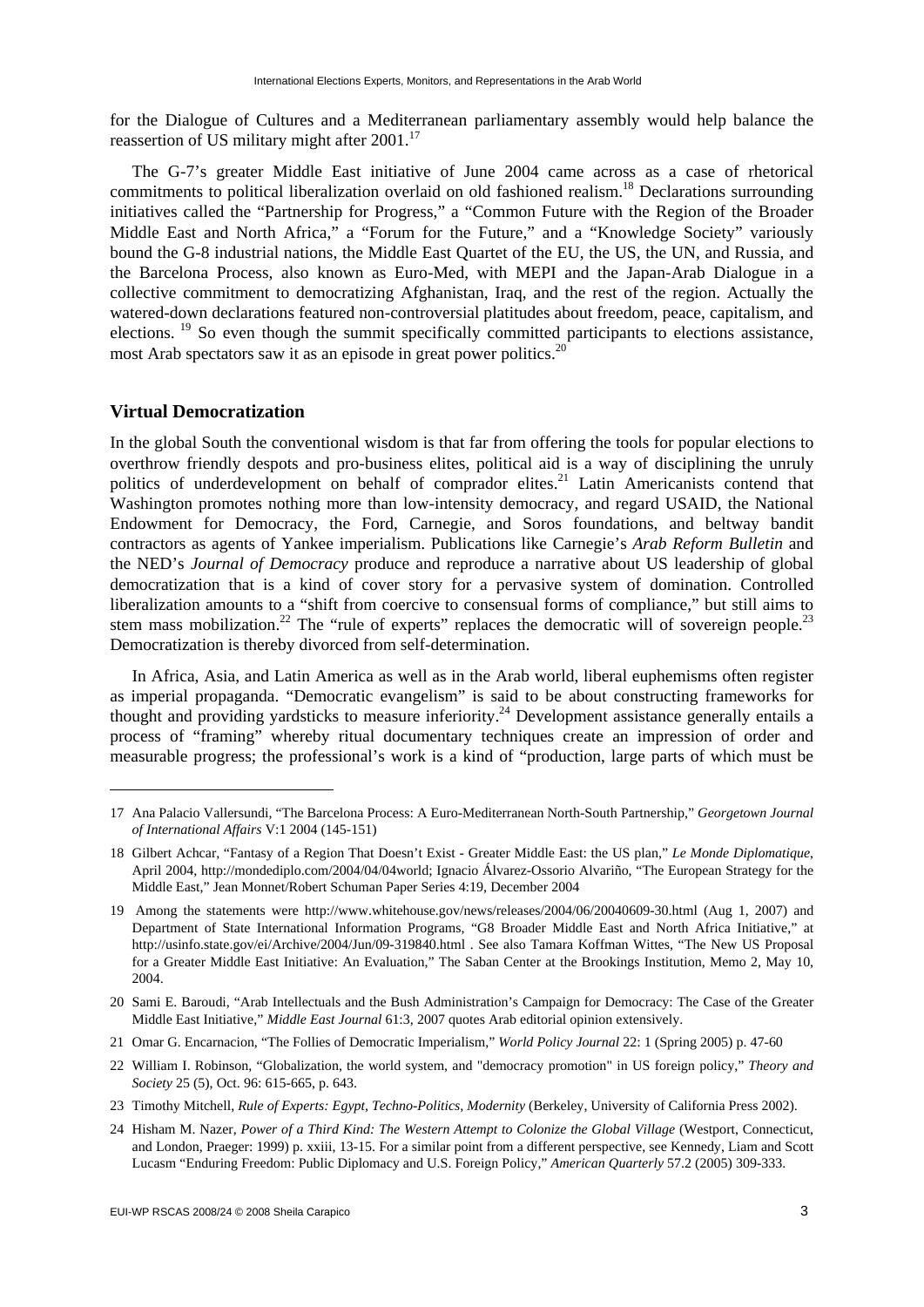for the Dialogue of Cultures and a Mediterranean parliamentary assembly would help balance the reassertion of US military might after 2001.[17]

The G-7's greater Middle East initiative of June 2004 came across as a case of rhetorical commitments to political liberalization overlaid on old fashioned realism.[18] Declarations surrounding initiatives called the "Partnership for Progress," a "Common Future with the Region of the Broader Middle East and North Africa," a "Forum for the Future," and a "Knowledge Society" variously bound the G-8 industrial nations, the Middle East Quartet of the EU, the US, the UN, and Russia, and the Barcelona Process, also known as Euro-Med, with MEPI and the Japan-Arab Dialogue in a collective commitment to democratizing Afghanistan, Iraq, and the rest of the region. Actually the watered-down declarations featured non-controversial platitudes about freedom, peace, capitalism, and elections. [19] So even though the summit specifically committed participants to elections assistance, most Arab spectators saw it as an episode in great power politics.[20]

## Virtual Democratization

In the global South the conventional wisdom is that far from offering the tools for popular elections to overthrow friendly despots and pro-business elites, political aid is a way of disciplining the unruly politics of underdevelopment on behalf of comprador elites.[21] Latin Americanists contend that Washington promotes nothing more than low-intensity democracy, and regard USAID, the National Endowment for Democracy, the Ford, Carnegie, and Soros foundations, and beltway bandit contractors as agents of Yankee imperialism. Publications like Carnegie's *Arab Reform Bulletin* and the NED's *Journal of Democracy* produce and reproduce a narrative about US leadership of global democratization that is a kind of cover story for a pervasive system of domination. Controlled liberalization amounts to a "shift from coercive to consensual forms of compliance," but still aims to stem mass mobilization.[22] The "rule of experts" replaces the democratic will of sovereign people.[23] Democratization is thereby divorced from self-determination.

In Africa, Asia, and Latin America as well as in the Arab world, liberal euphemisms often register as imperial propaganda. "Democratic evangelism" is said to be about constructing frameworks for thought and providing yardsticks to measure inferiority.[24] Development assistance generally entails a process of "framing" whereby ritual documentary techniques create an impression of order and measurable progress; the professional's work is a kind of "production, large parts of which must be

---

17 Ana Palacio Vallersundi, "The Barcelona Process: A Euro-Mediterranean North-South Partnership," *Georgetown Journal of International Affairs* V:1 2004 (145-151)

18 Gilbert Achcar, "Fantasy of a Region That Doesn't Exist - Greater Middle East: the US plan," *Le Monde Diplomatique*, April 2004, http://mondediplo.com/2004/04/04world; Ignacio Álvarez-Ossorio Alvariño, "The European Strategy for the Middle East," Jean Monnet/Robert Schuman Paper Series 4:19, December 2004

19 Among the statements were http://www.whitehouse.gov/news/releases/2004/06/20040609-30.html (Aug 1, 2007) and Department of State International Information Programs, "G8 Broader Middle East and North Africa Initiative," at http://usinfo.state.gov/ei/Archive/2004/Jun/09-319840.html . See also Tamara Koffman Wittes, "The New US Proposal for a Greater Middle East Initiative: An Evaluation," The Saban Center at the Brookings Institution, Memo 2, May 10, 2004.

20 Sami E. Baroudi, "Arab Intellectuals and the Bush Administration's Campaign for Democracy: The Case of the Greater Middle East Initiative," *Middle East Journal* 61:3, 2007 quotes Arab editorial opinion extensively.

21 Omar G. Encarnacion, "The Follies of Democratic Imperialism," *World Policy Journal* 22: 1 (Spring 2005) p. 47-60

22 William I. Robinson, "Globalization, the world system, and "democracy promotion" in US foreign policy," *Theory and Society* 25 (5), Oct. 96: 615-665, p. 643.

23 Timothy Mitchell, *Rule of Experts: Egypt, Techno-Politics, Modernity* (Berkeley, University of California Press 2002).

24 Hisham M. Nazer, *Power of a Third Kind: The Western Attempt to Colonize the Global Village* (Westport, Connecticut, and London, Praeger: 1999) p. xxiii, 13-15. For a similar point from a different perspective, see Kennedy, Liam and Scott Lucasm "Enduring Freedom: Public Diplomacy and U.S. Foreign Policy," *American Quarterly* 57.2 (2005) 309-333.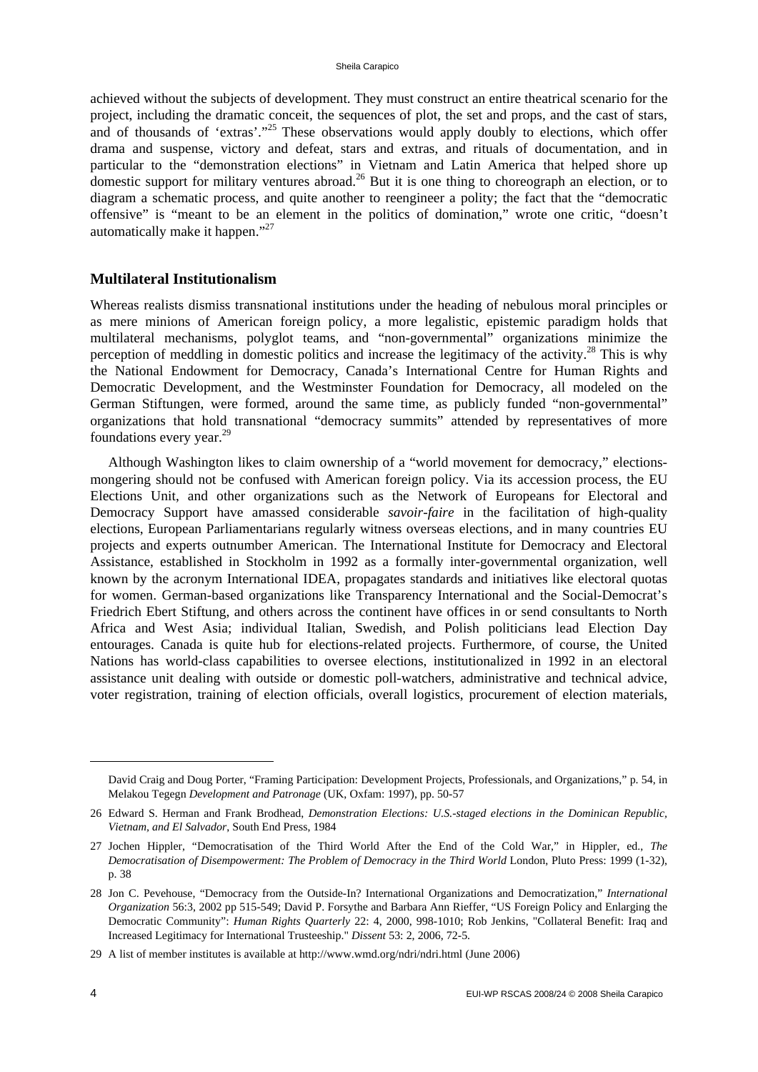achieved without the subjects of development. They must construct an entire theatrical scenario for the project, including the dramatic conceit, the sequences of plot, the set and props, and the cast of stars, and of thousands of 'extras'."[25] These observations would apply doubly to elections, which offer drama and suspense, victory and defeat, stars and extras, and rituals of documentation, and in particular to the "demonstration elections" in Vietnam and Latin America that helped shore up domestic support for military ventures abroad.[26] But it is one thing to choreograph an election, or to diagram a schematic process, and quite another to reengineer a polity; the fact that the "democratic offensive" is "meant to be an element in the politics of domination," wrote one critic, "doesn't automatically make it happen."[27]

## Multilateral Institutionalism

Whereas realists dismiss transnational institutions under the heading of nebulous moral principles or as mere minions of American foreign policy, a more legalistic, epistemic paradigm holds that multilateral mechanisms, polyglot teams, and "non-governmental" organizations minimize the perception of meddling in domestic politics and increase the legitimacy of the activity.[28] This is why the National Endowment for Democracy, Canada's International Centre for Human Rights and Democratic Development, and the Westminster Foundation for Democracy, all modeled on the German Stiftungen, were formed, around the same time, as publicly funded "non-governmental" organizations that hold transnational "democracy summits" attended by representatives of more foundations every year.[29]

Although Washington likes to claim ownership of a "world movement for democracy," elections-mongering should not be confused with American foreign policy. Via its accession process, the EU Elections Unit, and other organizations such as the Network of Europeans for Electoral and Democracy Support have amassed considerable *savoir-faire* in the facilitation of high-quality elections, European Parliamentarians regularly witness overseas elections, and in many countries EU projects and experts outnumber American. The International Institute for Democracy and Electoral Assistance, established in Stockholm in 1992 as a formally inter-governmental organization, well known by the acronym International IDEA, propagates standards and initiatives like electoral quotas for women. German-based organizations like Transparency International and the Social-Democrat's Friedrich Ebert Stiftung, and others across the continent have offices in or send consultants to North Africa and West Asia; individual Italian, Swedish, and Polish politicians lead Election Day entourages. Canada is quite hub for elections-related projects. Furthermore, of course, the United Nations has world-class capabilities to oversee elections, institutionalized in 1992 in an electoral assistance unit dealing with outside or domestic poll-watchers, administrative and technical advice, voter registration, training of election officials, overall logistics, procurement of election materials,

---

David Craig and Doug Porter, "Framing Participation: Development Projects, Professionals, and Organizations," p. 54, in Melakou Tegegn *Development and Patronage* (UK, Oxfam: 1997), pp. 50-57

26 Edward S. Herman and Frank Brodhead, *Demonstration Elections: U.S.-staged elections in the Dominican Republic, Vietnam, and El Salvador*, South End Press, 1984

27 Jochen Hippler, "Democratisation of the Third World After the End of the Cold War," in Hippler, ed., *The Democratisation of Disempowerment: The Problem of Democracy in the Third World* London, Pluto Press: 1999 (1-32), p. 38

28 Jon C. Pevehouse, "Democracy from the Outside-In? International Organizations and Democratization," *International Organization* 56:3, 2002 pp 515-549; David P. Forsythe and Barbara Ann Rieffer, "US Foreign Policy and Enlarging the Democratic Community": *Human Rights Quarterly* 22: 4, 2000, 998-1010; Rob Jenkins, "Collateral Benefit: Iraq and Increased Legitimacy for International Trusteeship." *Dissent* 53: 2, 2006, 72-5.

29 A list of member institutes is available at http://www.wmd.org/ndri/ndri.html (June 2006)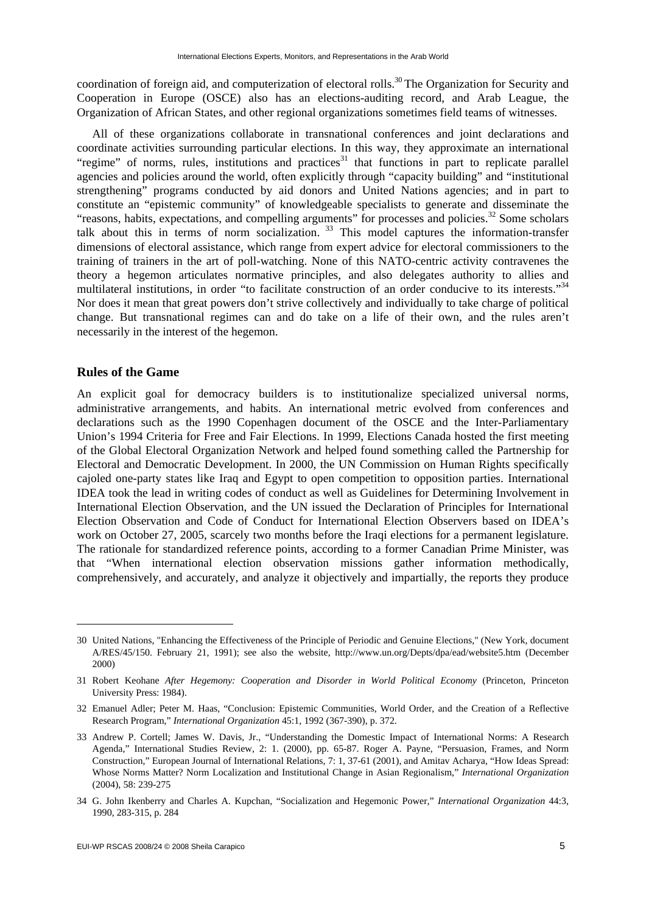coordination of foreign aid, and computerization of electoral rolls.[30] The Organization for Security and Cooperation in Europe (OSCE) also has an elections-auditing record, and Arab League, the Organization of African States, and other regional organizations sometimes field teams of witnesses.

All of these organizations collaborate in transnational conferences and joint declarations and coordinate activities surrounding particular elections. In this way, they approximate an international "regime" of norms, rules, institutions and practices[31] that functions in part to replicate parallel agencies and policies around the world, often explicitly through "capacity building" and "institutional strengthening" programs conducted by aid donors and United Nations agencies; and in part to constitute an "epistemic community" of knowledgeable specialists to generate and disseminate the "reasons, habits, expectations, and compelling arguments" for processes and policies.[32] Some scholars talk about this in terms of norm socialization.[33] This model captures the information-transfer dimensions of electoral assistance, which range from expert advice for electoral commissioners to the training of trainers in the art of poll-watching. None of this NATO-centric activity contravenes the theory a hegemon articulates normative principles, and also delegates authority to allies and multilateral institutions, in order "to facilitate construction of an order conducive to its interests."[34] Nor does it mean that great powers don't strive collectively and individually to take charge of political change. But transnational regimes can and do take on a life of their own, and the rules aren't necessarily in the interest of the hegemon.

## Rules of the Game

An explicit goal for democracy builders is to institutionalize specialized universal norms, administrative arrangements, and habits. An international metric evolved from conferences and declarations such as the 1990 Copenhagen document of the OSCE and the Inter-Parliamentary Union's 1994 Criteria for Free and Fair Elections. In 1999, Elections Canada hosted the first meeting of the Global Electoral Organization Network and helped found something called the Partnership for Electoral and Democratic Development. In 2000, the UN Commission on Human Rights specifically cajoled one-party states like Iraq and Egypt to open competition to opposition parties. International IDEA took the lead in writing codes of conduct as well as Guidelines for Determining Involvement in International Election Observation, and the UN issued the Declaration of Principles for International Election Observation and Code of Conduct for International Election Observers based on IDEA's work on October 27, 2005, scarcely two months before the Iraqi elections for a permanent legislature. The rationale for standardized reference points, according to a former Canadian Prime Minister, was that "When international election observation missions gather information methodically, comprehensively, and accurately, and analyze it objectively and impartially, the reports they produce

---

30 United Nations, "Enhancing the Effectiveness of the Principle of Periodic and Genuine Elections," (New York, document A/RES/45/150. February 21, 1991); see also the website, http://www.un.org/Depts/dpa/ead/website5.htm (December 2000)

31 Robert Keohane *After Hegemony: Cooperation and Disorder in World Political Economy* (Princeton, Princeton University Press: 1984).

32 Emanuel Adler; Peter M. Haas, "Conclusion: Epistemic Communities, World Order, and the Creation of a Reflective Research Program," *International Organization* 45:1, 1992 (367-390), p. 372.

33 Andrew P. Cortell; James W. Davis, Jr., "Understanding the Domestic Impact of International Norms: A Research Agenda," International Studies Review, 2: 1. (2000), pp. 65-87. Roger A. Payne, "Persuasion, Frames, and Norm Construction," European Journal of International Relations, 7: 1, 37-61 (2001), and Amitav Acharya, "How Ideas Spread: Whose Norms Matter? Norm Localization and Institutional Change in Asian Regionalism," *International Organization* (2004), 58: 239-275

34 G. John Ikenberry and Charles A. Kupchan, "Socialization and Hegemonic Power," *International Organization* 44:3, 1990, 283-315, p. 284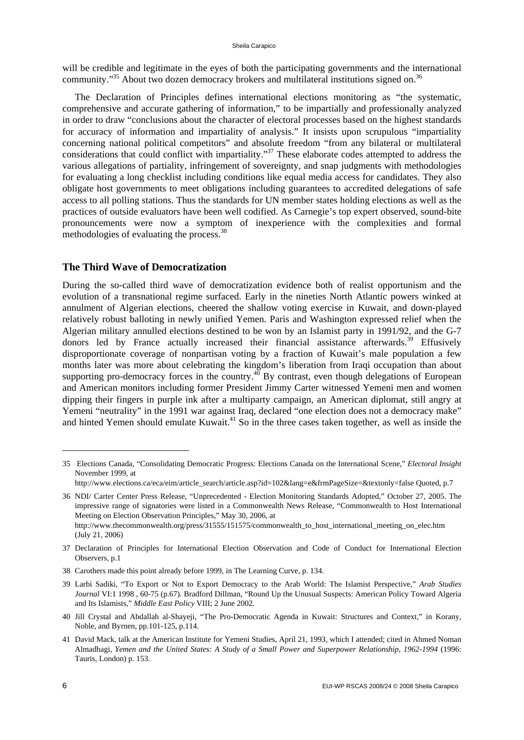will be credible and legitimate in the eyes of both the participating governments and the international community."[35] About two dozen democracy brokers and multilateral institutions signed on.[36]

The Declaration of Principles defines international elections monitoring as "the systematic, comprehensive and accurate gathering of information," to be impartially and professionally analyzed in order to draw "conclusions about the character of electoral processes based on the highest standards for accuracy of information and impartiality of analysis." It insists upon scrupulous "impartiality concerning national political competitors" and absolute freedom "from any bilateral or multilateral considerations that could conflict with impartiality."[37] These elaborate codes attempted to address the various allegations of partiality, infringement of sovereignty, and snap judgments with methodologies for evaluating a long checklist including conditions like equal media access for candidates. They also obligate host governments to meet obligations including guarantees to accredited delegations of safe access to all polling stations. Thus the standards for UN member states holding elections as well as the practices of outside evaluators have been well codified. As Carnegie's top expert observed, sound-bite pronouncements were now a symptom of inexperience with the complexities and formal methodologies of evaluating the process.[38]

## The Third Wave of Democratization

During the so-called third wave of democratization evidence both of realist opportunism and the evolution of a transnational regime surfaced. Early in the nineties North Atlantic powers winked at annulment of Algerian elections, cheered the shallow voting exercise in Kuwait, and down-played relatively robust balloting in newly unified Yemen. Paris and Washington expressed relief when the Algerian military annulled elections destined to be won by an Islamist party in 1991/92, and the G-7 donors led by France actually increased their financial assistance afterwards.[39] Effusively disproportionate coverage of nonpartisan voting by a fraction of Kuwait's male population a few months later was more about celebrating the kingdom's liberation from Iraqi occupation than about supporting pro-democracy forces in the country.[40] By contrast, even though delegations of European and American monitors including former President Jimmy Carter witnessed Yemeni men and women dipping their fingers in purple ink after a multiparty campaign, an American diplomat, still angry at Yemeni "neutrality" in the 1991 war against Iraq, declared "one election does not a democracy make" and hinted Yemen should emulate Kuwait.[41] So in the three cases taken together, as well as inside the

---

35 Elections Canada, "Consolidating Democratic Progress: Elections Canada on the International Scene," *Electoral Insight* November 1999, at http://www.elections.ca/eca/eim/article_search/article.asp?id=102&lang=e&frmPageSize=&textonly=false Quoted, p.7

36 NDI/ Carter Center Press Release, "Unprecedented - Election Monitoring Standards Adopted," October 27, 2005. The impressive range of signatories were listed in a Commonwealth News Release, "Commonwealth to Host International Meeting on Election Observation Principles," May 30, 2006, at http://www.thecommonwealth.org/press/31555/151575/commonwealth_to_host_international_meeting_on_elec.htm (July 21, 2006)

37 Declaration of Principles for International Election Observation and Code of Conduct for International Election Observers, p.1

38 Carothers made this point already before 1999, in The Learning Curve, p. 134.

39 Larbi Sadiki, "To Export or Not to Export Democracy to the Arab World: The Islamist Perspective," *Arab Studies Journal* VI:1 1998 , 60-75 (p.67). Bradford Dillman, "Round Up the Unusual Suspects: American Policy Toward Algeria and Its Islamists," *Middle East Policy* VIII; 2 June 2002.

40 Jill Crystal and Abdallah al-Shayeji, "The Pro-Democratic Agenda in Kuwait: Structures and Context," in Korany, Noble, and Byrnen, pp.101-125, p.114.

41 David Mack, talk at the American Institute for Yemeni Studies, April 21, 1993, which I attended; cited in Ahmed Noman Almadhagi, *Yemen and the United States: A Study of a Small Power and Superpower Relationship, 1962-1994* (1996: Tauris, London) p. 153.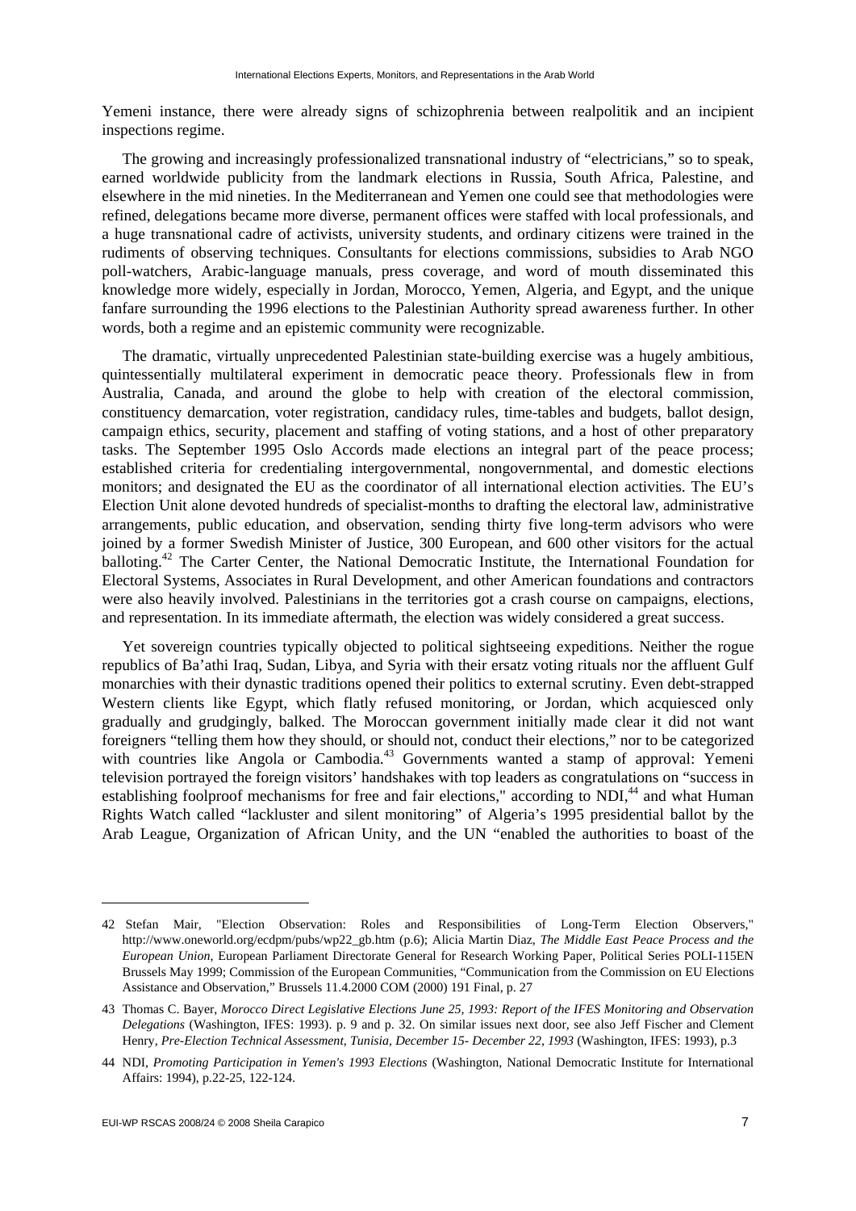Yemeni instance, there were already signs of schizophrenia between realpolitik and an incipient inspections regime.

The growing and increasingly professionalized transnational industry of "electricians," so to speak, earned worldwide publicity from the landmark elections in Russia, South Africa, Palestine, and elsewhere in the mid nineties. In the Mediterranean and Yemen one could see that methodologies were refined, delegations became more diverse, permanent offices were staffed with local professionals, and a huge transnational cadre of activists, university students, and ordinary citizens were trained in the rudiments of observing techniques. Consultants for elections commissions, subsidies to Arab NGO poll-watchers, Arabic-language manuals, press coverage, and word of mouth disseminated this knowledge more widely, especially in Jordan, Morocco, Yemen, Algeria, and Egypt, and the unique fanfare surrounding the 1996 elections to the Palestinian Authority spread awareness further. In other words, both a regime and an epistemic community were recognizable.

The dramatic, virtually unprecedented Palestinian state-building exercise was a hugely ambitious, quintessentially multilateral experiment in democratic peace theory. Professionals flew in from Australia, Canada, and around the globe to help with creation of the electoral commission, constituency demarcation, voter registration, candidacy rules, time-tables and budgets, ballot design, campaign ethics, security, placement and staffing of voting stations, and a host of other preparatory tasks. The September 1995 Oslo Accords made elections an integral part of the peace process; established criteria for credentialing intergovernmental, nongovernmental, and domestic elections monitors; and designated the EU as the coordinator of all international election activities. The EU's Election Unit alone devoted hundreds of specialist-months to drafting the electoral law, administrative arrangements, public education, and observation, sending thirty five long-term advisors who were joined by a former Swedish Minister of Justice, 300 European, and 600 other visitors for the actual balloting.[42] The Carter Center, the National Democratic Institute, the International Foundation for Electoral Systems, Associates in Rural Development, and other American foundations and contractors were also heavily involved. Palestinians in the territories got a crash course on campaigns, elections, and representation. In its immediate aftermath, the election was widely considered a great success.

Yet sovereign countries typically objected to political sightseeing expeditions. Neither the rogue republics of Ba'athi Iraq, Sudan, Libya, and Syria with their ersatz voting rituals nor the affluent Gulf monarchies with their dynastic traditions opened their politics to external scrutiny. Even debt-strapped Western clients like Egypt, which flatly refused monitoring, or Jordan, which acquiesced only gradually and grudgingly, balked. The Moroccan government initially made clear it did not want foreigners "telling them how they should, or should not, conduct their elections," nor to be categorized with countries like Angola or Cambodia.[43] Governments wanted a stamp of approval: Yemeni television portrayed the foreign visitors' handshakes with top leaders as congratulations on "success in establishing foolproof mechanisms for free and fair elections," according to NDI,[44] and what Human Rights Watch called "lackluster and silent monitoring" of Algeria's 1995 presidential ballot by the Arab League, Organization of African Unity, and the UN "enabled the authorities to boast of the

---

42 Stefan Mair, "Election Observation: Roles and Responsibilities of Long-Term Election Observers," http://www.oneworld.org/ecdpm/pubs/wp22_gb.htm (p.6); Alicia Martin Diaz, *The Middle East Peace Process and the European Union*, European Parliament Directorate General for Research Working Paper, Political Series POLI-115EN Brussels May 1999; Commission of the European Communities, "Communication from the Commission on EU Elections Assistance and Observation," Brussels 11.4.2000 COM (2000) 191 Final, p. 27

43 Thomas C. Bayer, *Morocco Direct Legislative Elections June 25, 1993: Report of the IFES Monitoring and Observation Delegations* (Washington, IFES: 1993). p. 9 and p. 32. On similar issues next door, see also Jeff Fischer and Clement Henry, *Pre-Election Technical Assessment, Tunisia, December 15- December 22, 1993* (Washington, IFES: 1993), p.3

44 NDI, *Promoting Participation in Yemen's 1993 Elections* (Washington, National Democratic Institute for International Affairs: 1994), p.22-25, 122-124.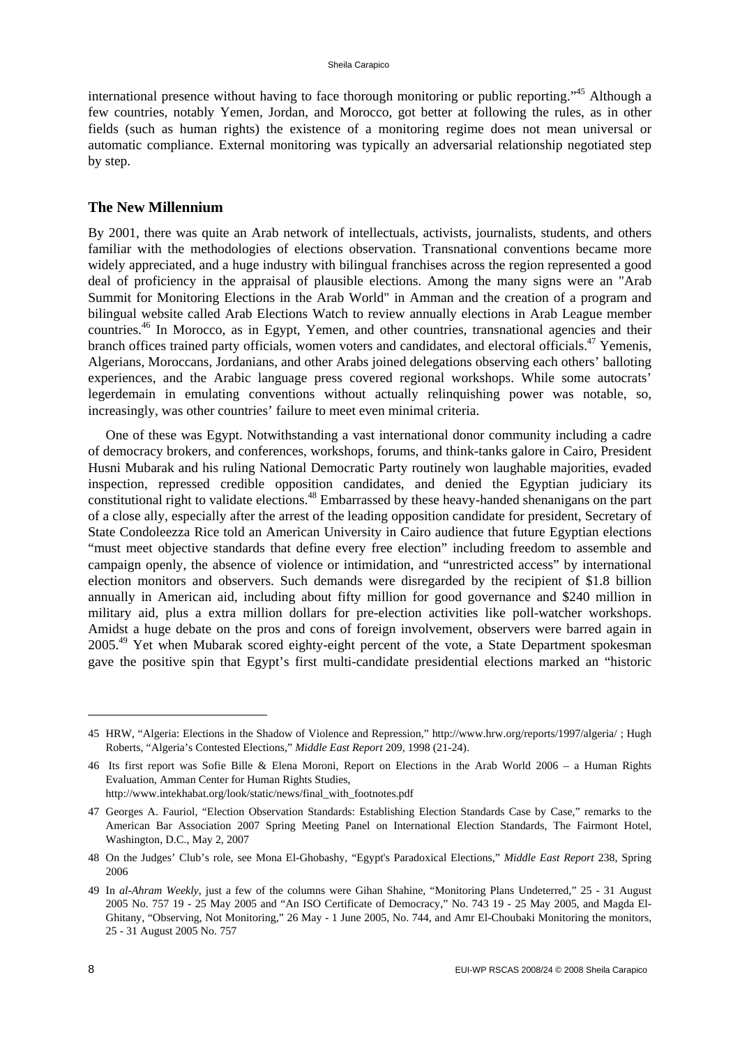international presence without having to face thorough monitoring or public reporting."[45] Although a few countries, notably Yemen, Jordan, and Morocco, got better at following the rules, as in other fields (such as human rights) the existence of a monitoring regime does not mean universal or automatic compliance. External monitoring was typically an adversarial relationship negotiated step by step.

## The New Millennium

By 2001, there was quite an Arab network of intellectuals, activists, journalists, students, and others familiar with the methodologies of elections observation. Transnational conventions became more widely appreciated, and a huge industry with bilingual franchises across the region represented a good deal of proficiency in the appraisal of plausible elections. Among the many signs were an "Arab Summit for Monitoring Elections in the Arab World" in Amman and the creation of a program and bilingual website called Arab Elections Watch to review annually elections in Arab League member countries.[46] In Morocco, as in Egypt, Yemen, and other countries, transnational agencies and their branch offices trained party officials, women voters and candidates, and electoral officials.[47] Yemenis, Algerians, Moroccans, Jordanians, and other Arabs joined delegations observing each others' balloting experiences, and the Arabic language press covered regional workshops. While some autocrats' legerdemain in emulating conventions without actually relinquishing power was notable, so, increasingly, was other countries' failure to meet even minimal criteria.

One of these was Egypt. Notwithstanding a vast international donor community including a cadre of democracy brokers, and conferences, workshops, forums, and think-tanks galore in Cairo, President Husni Mubarak and his ruling National Democratic Party routinely won laughable majorities, evaded inspection, repressed credible opposition candidates, and denied the Egyptian judiciary its constitutional right to validate elections.[48] Embarrassed by these heavy-handed shenanigans on the part of a close ally, especially after the arrest of the leading opposition candidate for president, Secretary of State Condoleezza Rice told an American University in Cairo audience that future Egyptian elections "must meet objective standards that define every free election" including freedom to assemble and campaign openly, the absence of violence or intimidation, and "unrestricted access" by international election monitors and observers. Such demands were disregarded by the recipient of \$1.8 billion annually in American aid, including about fifty million for good governance and \$240 million in military aid, plus a extra million dollars for pre-election activities like poll-watcher workshops. Amidst a huge debate on the pros and cons of foreign involvement, observers were barred again in 2005.[49] Yet when Mubarak scored eighty-eight percent of the vote, a State Department spokesman gave the positive spin that Egypt's first multi-candidate presidential elections marked an "historic

---

45 HRW, "Algeria: Elections in the Shadow of Violence and Repression," http://www.hrw.org/reports/1997/algeria/ ; Hugh Roberts, "Algeria's Contested Elections," *Middle East Report* 209, 1998 (21-24).

46 Its first report was Sofie Bille & Elena Moroni, Report on Elections in the Arab World 2006 – a Human Rights Evaluation, Amman Center for Human Rights Studies, http://www.intekhabat.org/look/static/news/final_with_footnotes.pdf

47 Georges A. Fauriol, "Election Observation Standards: Establishing Election Standards Case by Case," remarks to the American Bar Association 2007 Spring Meeting Panel on International Election Standards, The Fairmont Hotel, Washington, D.C., May 2, 2007

48 On the Judges' Club's role, see Mona El-Ghobashy, "Egypt's Paradoxical Elections," *Middle East Report* 238, Spring 2006

49 In *al-Ahram Weekly*, just a few of the columns were Gihan Shahine, "Monitoring Plans Undeterred," 25 - 31 August 2005 No. 757 19 - 25 May 2005 and "An ISO Certificate of Democracy," No. 743 19 - 25 May 2005, and Magda El-Ghitany, "Observing, Not Monitoring," 26 May - 1 June 2005, No. 744, and Amr El-Choubaki Monitoring the monitors, 25 - 31 August 2005 No. 757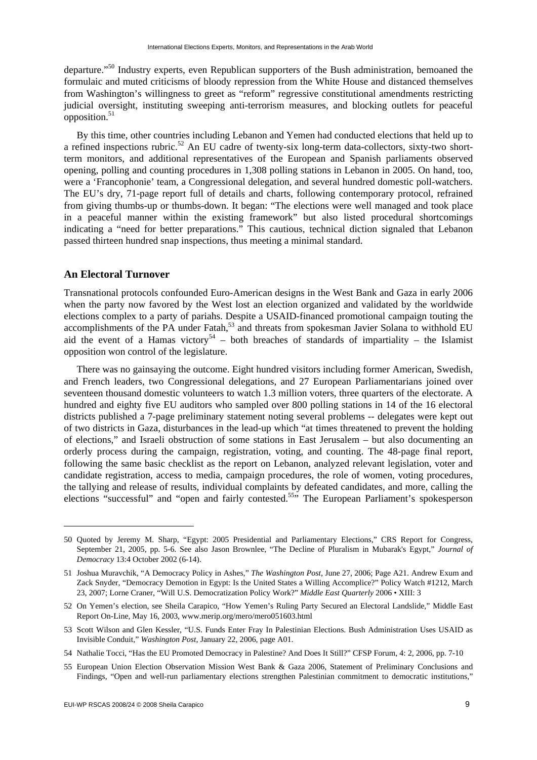departure."[50] Industry experts, even Republican supporters of the Bush administration, bemoaned the formulaic and muted criticisms of bloody repression from the White House and distanced themselves from Washington's willingness to greet as "reform" regressive constitutional amendments restricting judicial oversight, instituting sweeping anti-terrorism measures, and blocking outlets for peaceful opposition.[51]

By this time, other countries including Lebanon and Yemen had conducted elections that held up to a refined inspections rubric.[52] An EU cadre of twenty-six long-term data-collectors, sixty-two short-term monitors, and additional representatives of the European and Spanish parliaments observed opening, polling and counting procedures in 1,308 polling stations in Lebanon in 2005. On hand, too, were a 'Francophonie' team, a Congressional delegation, and several hundred domestic poll-watchers. The EU's dry, 71-page report full of details and charts, following contemporary protocol, refrained from giving thumbs-up or thumbs-down. It began: "The elections were well managed and took place in a peaceful manner within the existing framework" but also listed procedural shortcomings indicating a "need for better preparations." This cautious, technical diction signaled that Lebanon passed thirteen hundred snap inspections, thus meeting a minimal standard.

## An Electoral Turnover

Transnational protocols confounded Euro-American designs in the West Bank and Gaza in early 2006 when the party now favored by the West lost an election organized and validated by the worldwide elections complex to a party of pariahs. Despite a USAID-financed promotional campaign touting the accomplishments of the PA under Fatah,[53] and threats from spokesman Javier Solana to withhold EU aid the event of a Hamas victory[54] – both breaches of standards of impartiality – the Islamist opposition won control of the legislature.

There was no gainsaying the outcome. Eight hundred visitors including former American, Swedish, and French leaders, two Congressional delegations, and 27 European Parliamentarians joined over seventeen thousand domestic volunteers to watch 1.3 million voters, three quarters of the electorate. A hundred and eighty five EU auditors who sampled over 800 polling stations in 14 of the 16 electoral districts published a 7-page preliminary statement noting several problems -- delegates were kept out of two districts in Gaza, disturbances in the lead-up which "at times threatened to prevent the holding of elections," and Israeli obstruction of some stations in East Jerusalem – but also documenting an orderly process during the campaign, registration, voting, and counting. The 48-page final report, following the same basic checklist as the report on Lebanon, analyzed relevant legislation, voter and candidate registration, access to media, campaign procedures, the role of women, voting procedures, the tallying and release of results, individual complaints by defeated candidates, and more, calling the elections "successful" and "open and fairly contested.[55]" The European Parliament's spokesperson

---

50 Quoted by Jeremy M. Sharp, "Egypt: 2005 Presidential and Parliamentary Elections," CRS Report for Congress, September 21, 2005, pp. 5-6. See also Jason Brownlee, "The Decline of Pluralism in Mubarak's Egypt," *Journal of Democracy* 13:4 October 2002 (6-14).

51 Joshua Muravchik, "A Democracy Policy in Ashes," *The Washington Post*, June 27, 2006; Page A21. Andrew Exum and Zack Snyder, "Democracy Demotion in Egypt: Is the United States a Willing Accomplice?" Policy Watch #1212, March 23, 2007; Lorne Craner, "Will U.S. Democratization Policy Work?" *Middle East Quarterly* 2006 • XIII: 3

52 On Yemen's election, see Sheila Carapico, "How Yemen's Ruling Party Secured an Electoral Landslide," Middle East Report On-Line, May 16, 2003, www.merip.org/mero/mero051603.html

53 Scott Wilson and Glen Kessler, "U.S. Funds Enter Fray In Palestinian Elections. Bush Administration Uses USAID as Invisible Conduit," *Washington Post*, January 22, 2006, page A01.

54 Nathalie Tocci, "Has the EU Promoted Democracy in Palestine? And Does It Still?" CFSP Forum, 4: 2, 2006, pp. 7-10

55 European Union Election Observation Mission West Bank & Gaza 2006, Statement of Preliminary Conclusions and Findings, "Open and well-run parliamentary elections strengthen Palestinian commitment to democratic institutions,"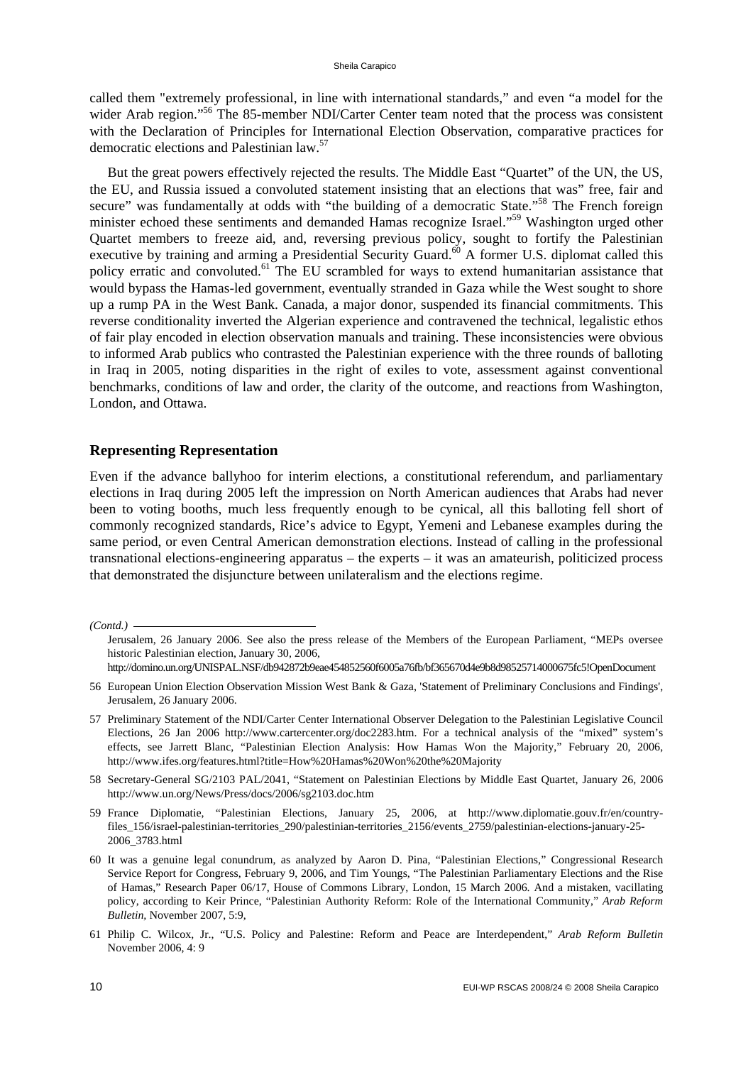called them "extremely professional, in line with international standards," and even "a model for the wider Arab region."[56] The 85-member NDI/Carter Center team noted that the process was consistent with the Declaration of Principles for International Election Observation, comparative practices for democratic elections and Palestinian law.[57]

But the great powers effectively rejected the results. The Middle East "Quartet" of the UN, the US, the EU, and Russia issued a convoluted statement insisting that an elections that was" free, fair and secure" was fundamentally at odds with "the building of a democratic State."[58] The French foreign minister echoed these sentiments and demanded Hamas recognize Israel."[59] Washington urged other Quartet members to freeze aid, and, reversing previous policy, sought to fortify the Palestinian executive by training and arming a Presidential Security Guard.[60] A former U.S. diplomat called this policy erratic and convoluted.[61] The EU scrambled for ways to extend humanitarian assistance that would bypass the Hamas-led government, eventually stranded in Gaza while the West sought to shore up a rump PA in the West Bank. Canada, a major donor, suspended its financial commitments. This reverse conditionality inverted the Algerian experience and contravened the technical, legalistic ethos of fair play encoded in election observation manuals and training. These inconsistencies were obvious to informed Arab publics who contrasted the Palestinian experience with the three rounds of balloting in Iraq in 2005, noting disparities in the right of exiles to vote, assessment against conventional benchmarks, conditions of law and order, the clarity of the outcome, and reactions from Washington, London, and Ottawa.

## Representing Representation

Even if the advance ballyhoo for interim elections, a constitutional referendum, and parliamentary elections in Iraq during 2005 left the impression on North American audiences that Arabs had never been to voting booths, much less frequently enough to be cynical, all this balloting fell short of commonly recognized standards, Rice's advice to Egypt, Yemeni and Lebanese examples during the same period, or even Central American demonstration elections. Instead of calling in the professional transnational elections-engineering apparatus – the experts – it was an amateurish, politicized process that demonstrated the disjuncture between unilateralism and the elections regime.

---

*(Contd.)*

Jerusalem, 26 January 2006. See also the press release of the Members of the European Parliament, "MEPs oversee historic Palestinian election, January 30, 2006, http://domino.un.org/UNISPAL.NSF/db942872b9eae454852560f6005a76fb/bf365670d4e9b8d98525714000675fc5!OpenDocument

56 European Union Election Observation Mission West Bank & Gaza, 'Statement of Preliminary Conclusions and Findings', Jerusalem, 26 January 2006.

57 Preliminary Statement of the NDI/Carter Center International Observer Delegation to the Palestinian Legislative Council Elections, 26 Jan 2006 http://www.cartercenter.org/doc2283.htm. For a technical analysis of the "mixed" system's effects, see Jarrett Blanc, "Palestinian Election Analysis: How Hamas Won the Majority," February 20, 2006, http://www.ifes.org/features.html?title=How%20Hamas%20Won%20the%20Majority

58 Secretary-General SG/2103 PAL/2041, "Statement on Palestinian Elections by Middle East Quartet, January 26, 2006 http://www.un.org/News/Press/docs/2006/sg2103.doc.htm

59 France Diplomatie, "Palestinian Elections, January 25, 2006, at http://www.diplomatie.gouv.fr/en/country-files_156/israel-palestinian-territories_290/palestinian-territories_2156/events_2759/palestinian-elections-january-25-2006_3783.html

60 It was a genuine legal conundrum, as analyzed by Aaron D. Pina, "Palestinian Elections," Congressional Research Service Report for Congress, February 9, 2006, and Tim Youngs, "The Palestinian Parliamentary Elections and the Rise of Hamas," Research Paper 06/17, House of Commons Library, London, 15 March 2006. And a mistaken, vacillating policy, according to Keir Prince, "Palestinian Authority Reform: Role of the International Community," *Arab Reform Bulletin,* November 2007, 5:9,

61 Philip C. Wilcox, Jr., "U.S. Policy and Palestine: Reform and Peace are Interdependent," *Arab Reform Bulletin* November 2006, 4: 9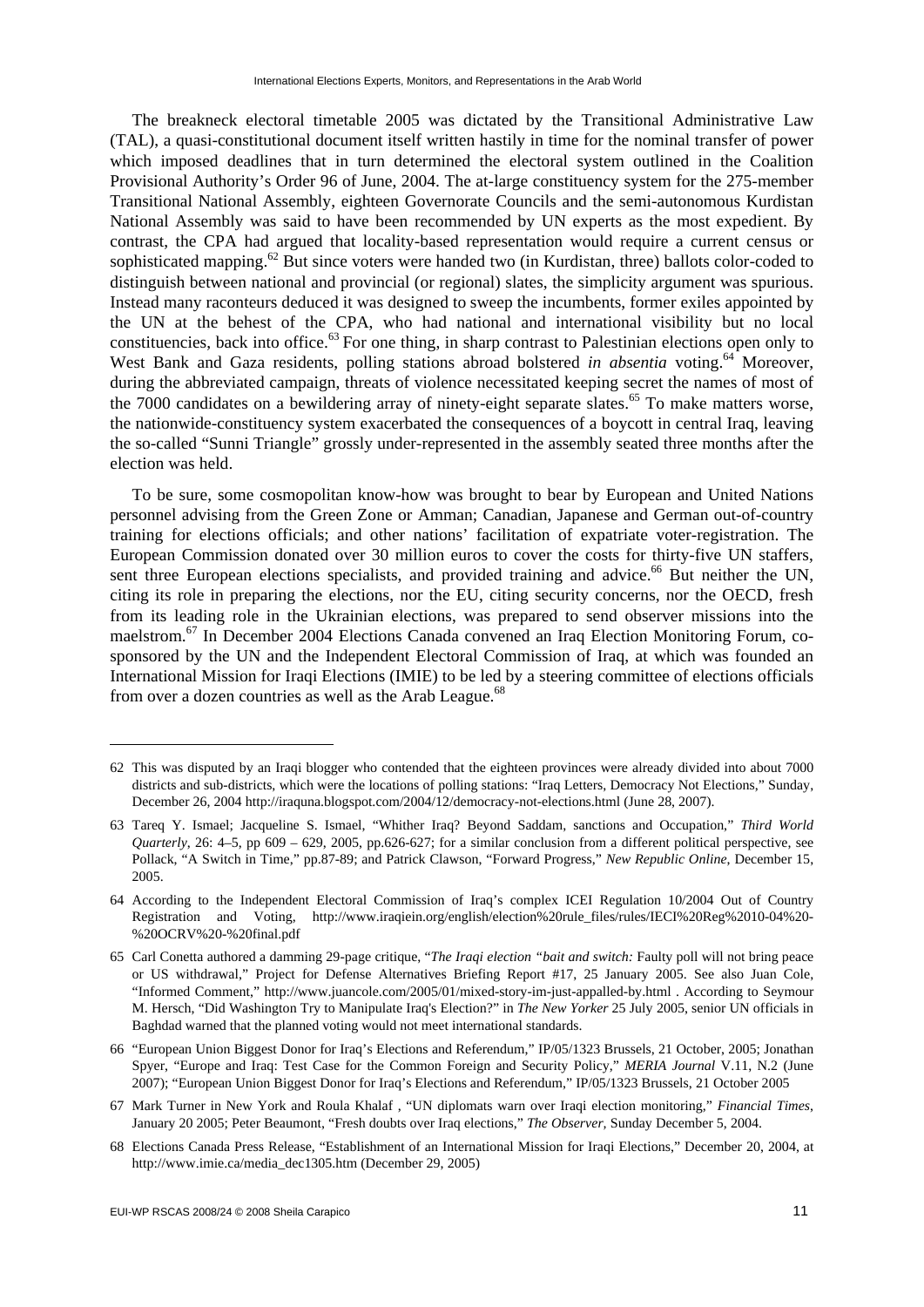The breakneck electoral timetable 2005 was dictated by the Transitional Administrative Law (TAL), a quasi-constitutional document itself written hastily in time for the nominal transfer of power which imposed deadlines that in turn determined the electoral system outlined in the Coalition Provisional Authority's Order 96 of June, 2004. The at-large constituency system for the 275-member Transitional National Assembly, eighteen Governorate Councils and the semi-autonomous Kurdistan National Assembly was said to have been recommended by UN experts as the most expedient. By contrast, the CPA had argued that locality-based representation would require a current census or sophisticated mapping.[62] But since voters were handed two (in Kurdistan, three) ballots color-coded to distinguish between national and provincial (or regional) slates, the simplicity argument was spurious. Instead many raconteurs deduced it was designed to sweep the incumbents, former exiles appointed by the UN at the behest of the CPA, who had national and international visibility but no local constituencies, back into office.[63] For one thing, in sharp contrast to Palestinian elections open only to West Bank and Gaza residents, polling stations abroad bolstered *in absentia* voting.[64] Moreover, during the abbreviated campaign, threats of violence necessitated keeping secret the names of most of the 7000 candidates on a bewildering array of ninety-eight separate slates.[65] To make matters worse, the nationwide-constituency system exacerbated the consequences of a boycott in central Iraq, leaving the so-called "Sunni Triangle" grossly under-represented in the assembly seated three months after the election was held.

To be sure, some cosmopolitan know-how was brought to bear by European and United Nations personnel advising from the Green Zone or Amman; Canadian, Japanese and German out-of-country training for elections officials; and other nations' facilitation of expatriate voter-registration. The European Commission donated over 30 million euros to cover the costs for thirty-five UN staffers, sent three European elections specialists, and provided training and advice.[66] But neither the UN, citing its role in preparing the elections, nor the EU, citing security concerns, nor the OECD, fresh from its leading role in the Ukrainian elections, was prepared to send observer missions into the maelstrom.[67] In December 2004 Elections Canada convened an Iraq Election Monitoring Forum, co-sponsored by the UN and the Independent Electoral Commission of Iraq, at which was founded an International Mission for Iraqi Elections (IMIE) to be led by a steering committee of elections officials from over a dozen countries as well as the Arab League.[68]

---

62 This was disputed by an Iraqi blogger who contended that the eighteen provinces were already divided into about 7000 districts and sub-districts, which were the locations of polling stations: "Iraq Letters, Democracy Not Elections," Sunday, December 26, 2004 http://iraquna.blogspot.com/2004/12/democracy-not-elections.html (June 28, 2007).

63 Tareq Y. Ismael; Jacqueline S. Ismael, "Whither Iraq? Beyond Saddam, sanctions and Occupation," *Third World Quarterly*, 26: 4–5, pp 609 – 629, 2005, pp.626-627; for a similar conclusion from a different political perspective, see Pollack, "A Switch in Time," pp.87-89; and Patrick Clawson, "Forward Progress," *New Republic Online*, December 15, 2005.

64 According to the Independent Electoral Commission of Iraq's complex ICEI Regulation 10/2004 Out of Country Registration and Voting, http://www.iraqiein.org/english/election%20rule_files/rules/IECI%20Reg%2010-04%20-%20OCRV%20-%20final.pdf

65 Carl Conetta authored a damming 29-page critique, "*The Iraqi election "bait and switch:* Faulty poll will not bring peace or US withdrawal," Project for Defense Alternatives Briefing Report #17, 25 January 2005. See also Juan Cole, "Informed Comment," http://www.juancole.com/2005/01/mixed-story-im-just-appalled-by.html . According to Seymour M. Hersch, "Did Washington Try to Manipulate Iraq's Election?" in *The New Yorker* 25 July 2005, senior UN officials in Baghdad warned that the planned voting would not meet international standards.

66 "European Union Biggest Donor for Iraq's Elections and Referendum," IP/05/1323 Brussels, 21 October, 2005; Jonathan Spyer, "Europe and Iraq: Test Case for the Common Foreign and Security Policy," *MERIA Journal* V.11, N.2 (June 2007); "European Union Biggest Donor for Iraq's Elections and Referendum," IP/05/1323 Brussels, 21 October 2005

67 Mark Turner in New York and Roula Khalaf , "UN diplomats warn over Iraqi election monitoring," *Financial Times*, January 20 2005; Peter Beaumont, "Fresh doubts over Iraq elections," *The Observer*, Sunday December 5, 2004.

68 Elections Canada Press Release, "Establishment of an International Mission for Iraqi Elections," December 20, 2004, at http://www.imie.ca/media_dec1305.htm (December 29, 2005)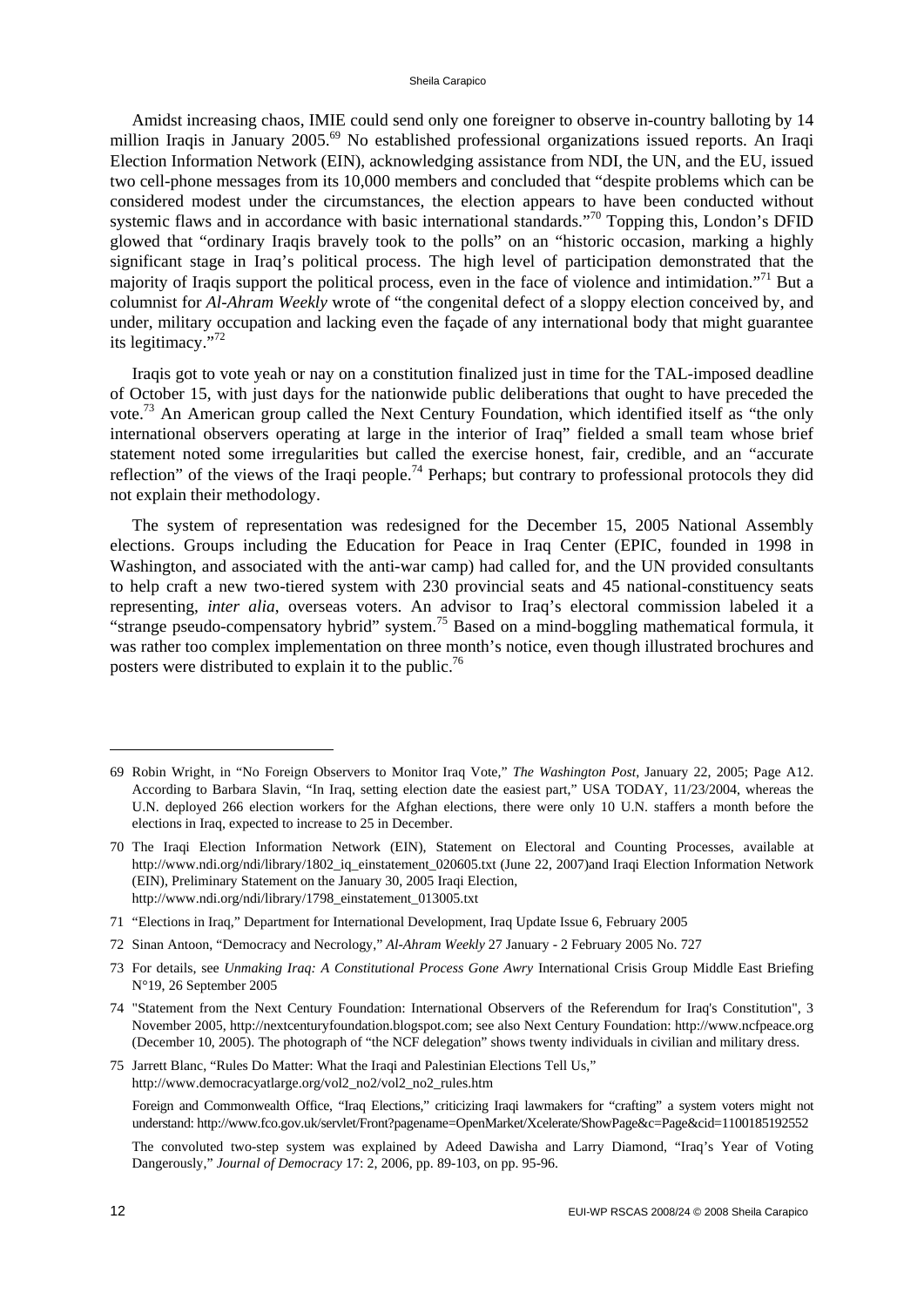Amidst increasing chaos, IMIE could send only one foreigner to observe in-country balloting by 14 million Iraqis in January 2005.[69] No established professional organizations issued reports. An Iraqi Election Information Network (EIN), acknowledging assistance from NDI, the UN, and the EU, issued two cell-phone messages from its 10,000 members and concluded that "despite problems which can be considered modest under the circumstances, the election appears to have been conducted without systemic flaws and in accordance with basic international standards."[70] Topping this, London's DFID glowed that "ordinary Iraqis bravely took to the polls" on an "historic occasion, marking a highly significant stage in Iraq's political process. The high level of participation demonstrated that the majority of Iraqis support the political process, even in the face of violence and intimidation."[71] But a columnist for *Al-Ahram Weekly* wrote of "the congenital defect of a sloppy election conceived by, and under, military occupation and lacking even the façade of any international body that might guarantee its legitimacy."[72]

Iraqis got to vote yeah or nay on a constitution finalized just in time for the TAL-imposed deadline of October 15, with just days for the nationwide public deliberations that ought to have preceded the vote.[73] An American group called the Next Century Foundation, which identified itself as "the only international observers operating at large in the interior of Iraq" fielded a small team whose brief statement noted some irregularities but called the exercise honest, fair, credible, and an "accurate reflection" of the views of the Iraqi people.[74] Perhaps; but contrary to professional protocols they did not explain their methodology.

The system of representation was redesigned for the December 15, 2005 National Assembly elections. Groups including the Education for Peace in Iraq Center (EPIC, founded in 1998 in Washington, and associated with the anti-war camp) had called for, and the UN provided consultants to help craft a new two-tiered system with 230 provincial seats and 45 national-constituency seats representing, *inter alia*, overseas voters. An advisor to Iraq's electoral commission labeled it a "strange pseudo-compensatory hybrid" system.[75] Based on a mind-boggling mathematical formula, it was rather too complex implementation on three month's notice, even though illustrated brochures and posters were distributed to explain it to the public.[76]

---

69 Robin Wright, in "No Foreign Observers to Monitor Iraq Vote," *The Washington Post*, January 22, 2005; Page A12. According to Barbara Slavin, "In Iraq, setting election date the easiest part," USA TODAY, 11/23/2004, whereas the U.N. deployed 266 election workers for the Afghan elections, there were only 10 U.N. staffers a month before the elections in Iraq, expected to increase to 25 in December.

70 The Iraqi Election Information Network (EIN), Statement on Electoral and Counting Processes, available at http://www.ndi.org/ndi/library/1802_iq_einstatement_020605.txt (June 22, 2007)and Iraqi Election Information Network (EIN), Preliminary Statement on the January 30, 2005 Iraqi Election, http://www.ndi.org/ndi/library/1798_einstatement_013005.txt

71 "Elections in Iraq," Department for International Development, Iraq Update Issue 6, February 2005

72 Sinan Antoon, "Democracy and Necrology," *Al-Ahram Weekly* 27 January - 2 February 2005 No. 727

73 For details, see *Unmaking Iraq: A Constitutional Process Gone Awry* International Crisis Group Middle East Briefing N°19, 26 September 2005

74 "Statement from the Next Century Foundation: International Observers of the Referendum for Iraq's Constitution", 3 November 2005, http://nextcenturyfoundation.blogspot.com; see also Next Century Foundation: http://www.ncfpeace.org (December 10, 2005). The photograph of "the NCF delegation" shows twenty individuals in civilian and military dress.

75 Jarrett Blanc, "Rules Do Matter: What the Iraqi and Palestinian Elections Tell Us," http://www.democracyatlarge.org/vol2_no2/vol2_no2_rules.htm

Foreign and Commonwealth Office, "Iraq Elections," criticizing Iraqi lawmakers for "crafting" a system voters might not understand: http://www.fco.gov.uk/servlet/Front?pagename=OpenMarket/Xcelerate/ShowPage&c=Page&cid=1100185192552

The convoluted two-step system was explained by Adeed Dawisha and Larry Diamond, "Iraq's Year of Voting Dangerously," *Journal of Democracy* 17: 2, 2006, pp. 89-103, on pp. 95-96.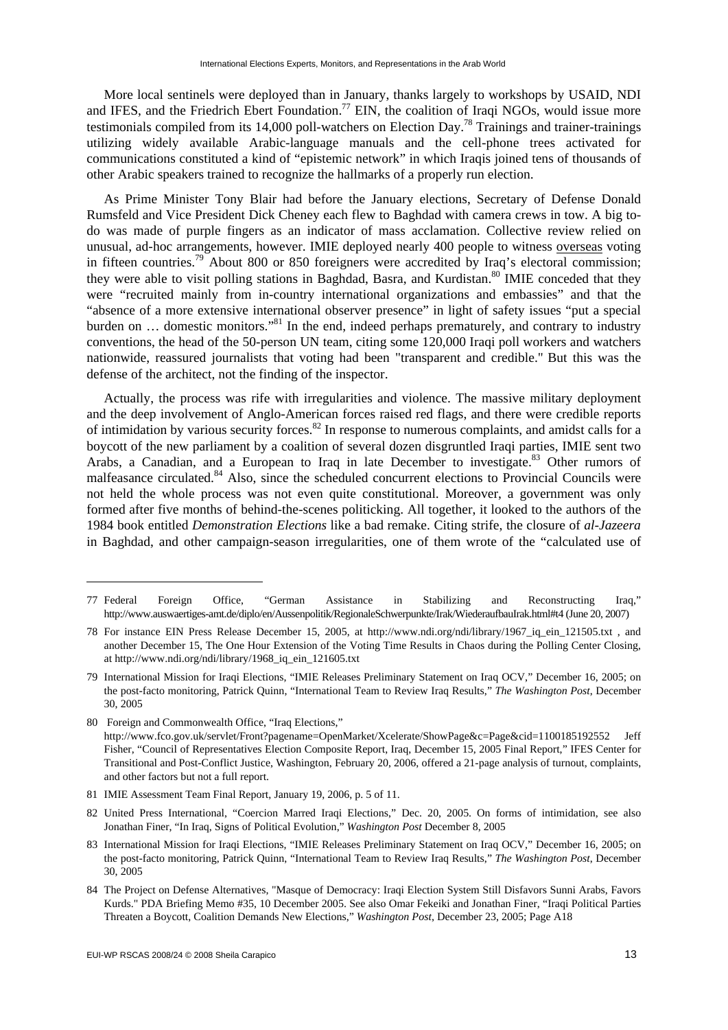More local sentinels were deployed than in January, thanks largely to workshops by USAID, NDI and IFES, and the Friedrich Ebert Foundation.[77] EIN, the coalition of Iraqi NGOs, would issue more testimonials compiled from its 14,000 poll-watchers on Election Day.[78] Trainings and trainer-trainings utilizing widely available Arabic-language manuals and the cell-phone trees activated for communications constituted a kind of "epistemic network" in which Iraqis joined tens of thousands of other Arabic speakers trained to recognize the hallmarks of a properly run election.

As Prime Minister Tony Blair had before the January elections, Secretary of Defense Donald Rumsfeld and Vice President Dick Cheney each flew to Baghdad with camera crews in tow. A big to-do was made of purple fingers as an indicator of mass acclamation. Collective review relied on unusual, ad-hoc arrangements, however. IMIE deployed nearly 400 people to witness overseas voting in fifteen countries.[79] About 800 or 850 foreigners were accredited by Iraq's electoral commission; they were able to visit polling stations in Baghdad, Basra, and Kurdistan.[80] IMIE conceded that they were "recruited mainly from in-country international organizations and embassies" and that the "absence of a more extensive international observer presence" in light of safety issues "put a special burden on … domestic monitors."[81] In the end, indeed perhaps prematurely, and contrary to industry conventions, the head of the 50-person UN team, citing some 120,000 Iraqi poll workers and watchers nationwide, reassured journalists that voting had been "transparent and credible." But this was the defense of the architect, not the finding of the inspector.

Actually, the process was rife with irregularities and violence. The massive military deployment and the deep involvement of Anglo-American forces raised red flags, and there were credible reports of intimidation by various security forces.[82] In response to numerous complaints, and amidst calls for a boycott of the new parliament by a coalition of several dozen disgruntled Iraqi parties, IMIE sent two Arabs, a Canadian, and a European to Iraq in late December to investigate.[83] Other rumors of malfeasance circulated.[84] Also, since the scheduled concurrent elections to Provincial Councils were not held the whole process was not even quite constitutional. Moreover, a government was only formed after five months of behind-the-scenes politicking. All together, it looked to the authors of the 1984 book entitled *Demonstration Elections* like a bad remake. Citing strife, the closure of *al-Jazeera* in Baghdad, and other campaign-season irregularities, one of them wrote of the "calculated use of

---

77 Federal Foreign Office, "German Assistance in Stabilizing and Reconstructing Iraq," http://www.auswaertiges-amt.de/diplo/en/Aussenpolitik/RegionaleSchwerpunkte/Irak/WiederaufbauIrak.html#t4 (June 20, 2007)

78 For instance EIN Press Release December 15, 2005, at http://www.ndi.org/ndi/library/1967_iq_ein_121505.txt , and another December 15, The One Hour Extension of the Voting Time Results in Chaos during the Polling Center Closing, at http://www.ndi.org/ndi/library/1968_iq_ein_121605.txt

79 International Mission for Iraqi Elections, "IMIE Releases Preliminary Statement on Iraq OCV," December 16, 2005; on the post-facto monitoring, Patrick Quinn, "International Team to Review Iraq Results," *The Washington Post*, December 30, 2005

80 Foreign and Commonwealth Office, "Iraq Elections," http://www.fco.gov.uk/servlet/Front?pagename=OpenMarket/Xcelerate/ShowPage&c=Page&cid=1100185192552 Jeff Fisher, "Council of Representatives Election Composite Report, Iraq, December 15, 2005 Final Report," IFES Center for Transitional and Post-Conflict Justice, Washington, February 20, 2006, offered a 21-page analysis of turnout, complaints, and other factors but not a full report.

81 IMIE Assessment Team Final Report, January 19, 2006, p. 5 of 11.

82 United Press International, "Coercion Marred Iraqi Elections," Dec. 20, 2005. On forms of intimidation, see also Jonathan Finer, "In Iraq, Signs of Political Evolution," *Washington Post* December 8, 2005

83 International Mission for Iraqi Elections, "IMIE Releases Preliminary Statement on Iraq OCV," December 16, 2005; on the post-facto monitoring, Patrick Quinn, "International Team to Review Iraq Results," *The Washington Post*, December 30, 2005

84 The Project on Defense Alternatives, "Masque of Democracy: Iraqi Election System Still Disfavors Sunni Arabs, Favors Kurds." PDA Briefing Memo #35, 10 December 2005. See also Omar Fekeiki and Jonathan Finer, "Iraqi Political Parties Threaten a Boycott, Coalition Demands New Elections," *Washington Post*, December 23, 2005; Page A18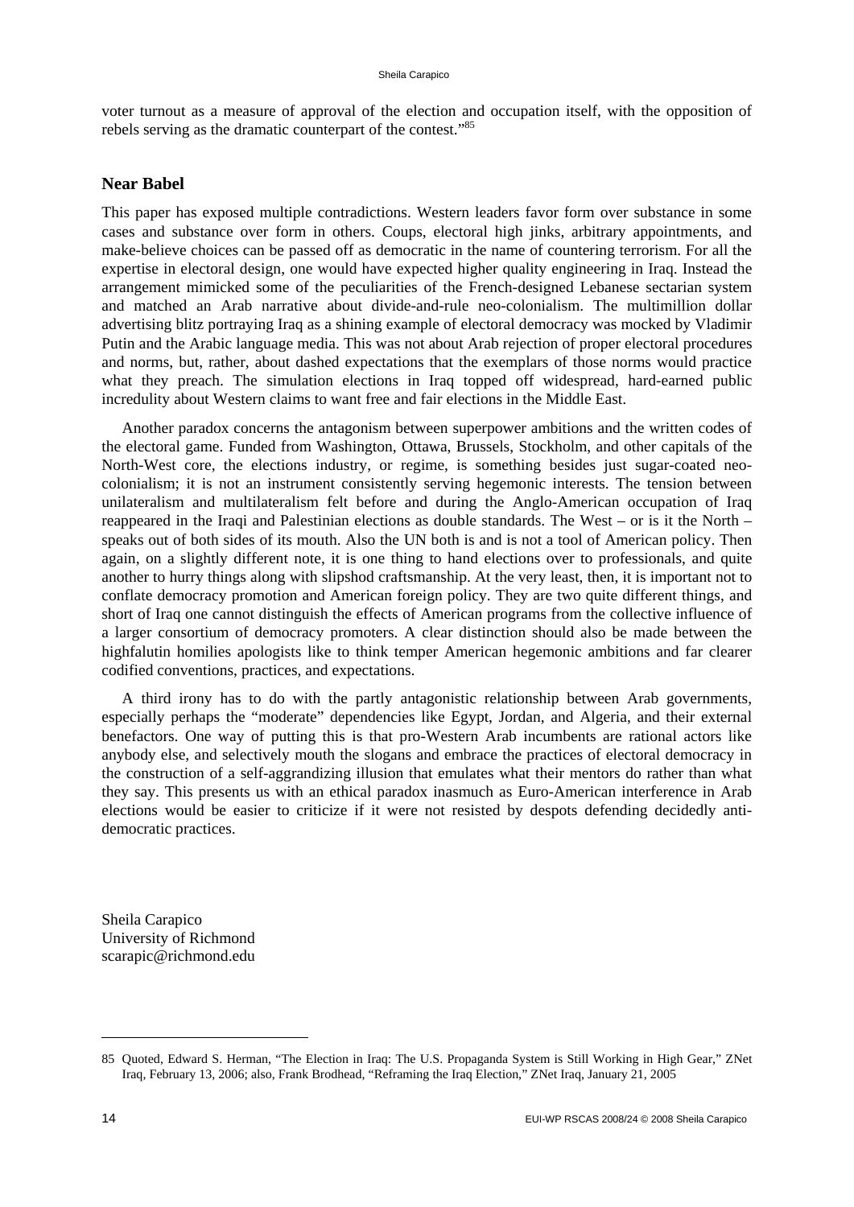voter turnout as a measure of approval of the election and occupation itself, with the opposition of rebels serving as the dramatic counterpart of the contest."[85]

## Near Babel

This paper has exposed multiple contradictions. Western leaders favor form over substance in some cases and substance over form in others. Coups, electoral high jinks, arbitrary appointments, and make-believe choices can be passed off as democratic in the name of countering terrorism. For all the expertise in electoral design, one would have expected higher quality engineering in Iraq. Instead the arrangement mimicked some of the peculiarities of the French-designed Lebanese sectarian system and matched an Arab narrative about divide-and-rule neo-colonialism. The multimillion dollar advertising blitz portraying Iraq as a shining example of electoral democracy was mocked by Vladimir Putin and the Arabic language media. This was not about Arab rejection of proper electoral procedures and norms, but, rather, about dashed expectations that the exemplars of those norms would practice what they preach. The simulation elections in Iraq topped off widespread, hard-earned public incredulity about Western claims to want free and fair elections in the Middle East.

Another paradox concerns the antagonism between superpower ambitions and the written codes of the electoral game. Funded from Washington, Ottawa, Brussels, Stockholm, and other capitals of the North-West core, the elections industry, or regime, is something besides just sugar-coated neo-colonialism; it is not an instrument consistently serving hegemonic interests. The tension between unilateralism and multilateralism felt before and during the Anglo-American occupation of Iraq reappeared in the Iraqi and Palestinian elections as double standards. The West – or is it the North – speaks out of both sides of its mouth. Also the UN both is and is not a tool of American policy. Then again, on a slightly different note, it is one thing to hand elections over to professionals, and quite another to hurry things along with slipshod craftsmanship. At the very least, then, it is important not to conflate democracy promotion and American foreign policy. They are two quite different things, and short of Iraq one cannot distinguish the effects of American programs from the collective influence of a larger consortium of democracy promoters. A clear distinction should also be made between the highfalutin homilies apologists like to think temper American hegemonic ambitions and far clearer codified conventions, practices, and expectations.

A third irony has to do with the partly antagonistic relationship between Arab governments, especially perhaps the "moderate" dependencies like Egypt, Jordan, and Algeria, and their external benefactors. One way of putting this is that pro-Western Arab incumbents are rational actors like anybody else, and selectively mouth the slogans and embrace the practices of electoral democracy in the construction of a self-aggrandizing illusion that emulates what their mentors do rather than what they say. This presents us with an ethical paradox inasmuch as Euro-American interference in Arab elections would be easier to criticize if it were not resisted by despots defending decidedly anti-democratic practices.

Sheila Carapico
University of Richmond
scarapic@richmond.edu

---

85 Quoted, Edward S. Herman, "The Election in Iraq: The U.S. Propaganda System is Still Working in High Gear," ZNet Iraq, February 13, 2006; also, Frank Brodhead, "Reframing the Iraq Election," ZNet Iraq, January 21, 2005